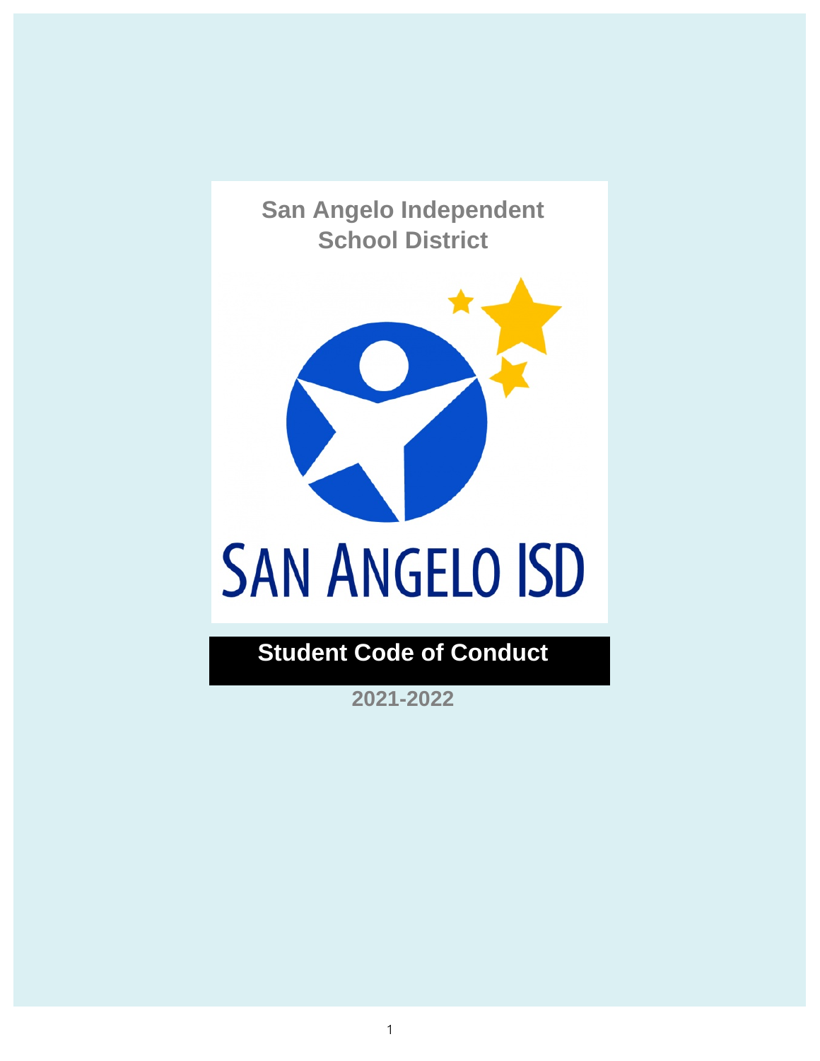San Angelo Independent School District

SAN ANGELO ISD

# Student Code of Conduct

2021-2022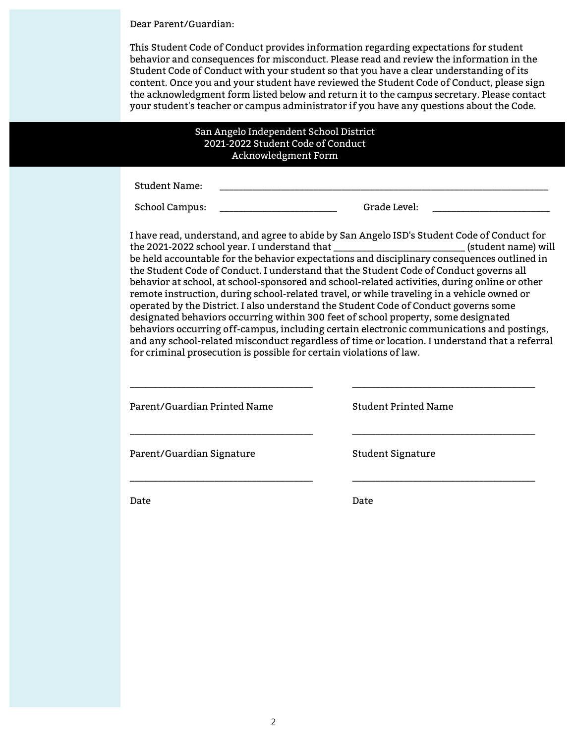Dear Parent/Guardian:

This Student Code of Conduct provides information regarding expectations for student behavior and consequences for misconduct. Please read and review the information in the Student Code of Conduct with your student so that you have a clear understanding of its content. Once you and your student have reviewed the Student Code of Conduct, please sign the acknowledgment form listed below and return it to the campus secretary. Please contact your student's teacher or campus administrator if you have any questions about the Code.

## San Angelo Independent School District
## 2021-2022 Student Code of Conduct
## Acknowledgment Form

Student Name: ____________________________________________________________

School Campus: ______________________ Grade Level: ______________________

I have read, understand, and agree to abide by San Angelo ISD's Student Code of Conduct for the 2021-2022 school year. I understand that ________________________ (student name) will be held accountable for the behavior expectations and disciplinary consequences outlined in the Student Code of Conduct. I understand that the Student Code of Conduct governs all behavior at school, at school-sponsored and school-related activities, during online or other remote instruction, during school-related travel, or while traveling in a vehicle owned or operated by the District. I also understand the Student Code of Conduct governs some designated behaviors occurring within 300 feet of school property, some designated behaviors occurring off-campus, including certain electronic communications and postings, and any school-related misconduct regardless of time or location. I understand that a referral for criminal prosecution is possible for certain violations of law.

___________________________________ ___________________________________

Parent/Guardian Printed Name Student Printed Name

___________________________________ ___________________________________

Parent/Guardian Signature Student Signature

___________________________________ ___________________________________

Date Date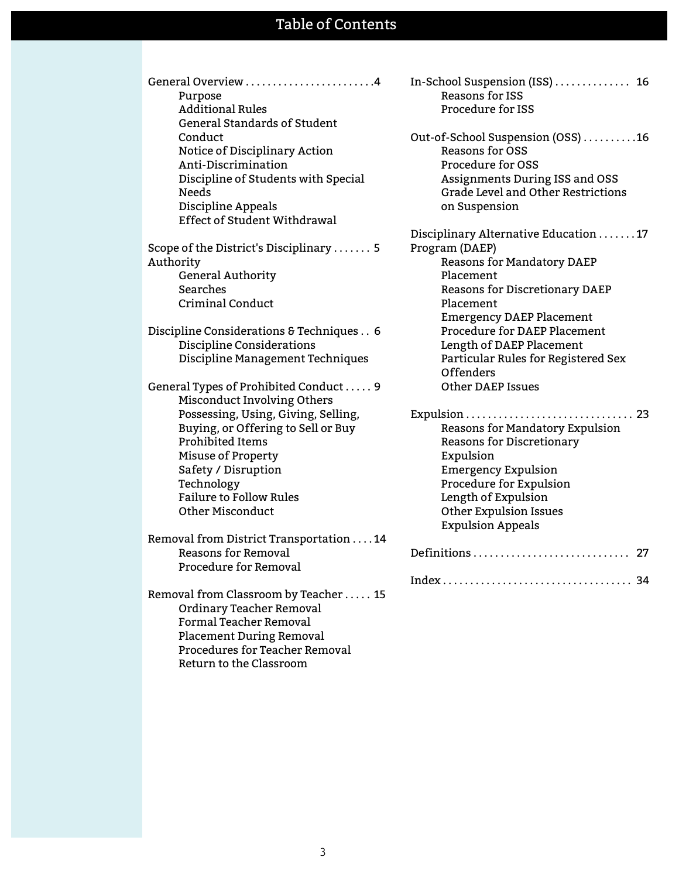# Table of Contents

General Overview . . . . . . . . . . 4
- Purpose
- Additional Rules
- General Standards of Student Conduct
- Notice of Disciplinary Action
- Anti-Discrimination
- Discipline of Students with Special Needs
- Discipline Appeals
- Effect of Student Withdrawal

Scope of the District's Disciplinary Authority . . . . . . . 5
- General Authority
- Searches
- Criminal Conduct

Discipline Considerations & Techniques . . 6
- Discipline Considerations
- Discipline Management Techniques

General Types of Prohibited Conduct . . . . . 9
- Misconduct Involving Others
- Possessing, Using, Giving, Selling, Buying, or Offering to Sell or Buy Prohibited Items
- Misuse of Property
- Safety / Disruption
- Technology
- Failure to Follow Rules
- Other Misconduct

Removal from District Transportation . . . . 14
- Reasons for Removal
- Procedure for Removal

Removal from Classroom by Teacher . . . . . 15
- Ordinary Teacher Removal
- Formal Teacher Removal
- Placement During Removal
- Procedures for Teacher Removal
- Return to the Classroom

In-School Suspension (ISS) . . . . . . . . . . . . . . 16
- Reasons for ISS
- Procedure for ISS

Out-of-School Suspension (OSS) . . . . . . . . . . 16
- Reasons for OSS
- Procedure for OSS
- Assignments During ISS and OSS
- Grade Level and Other Restrictions on Suspension

Disciplinary Alternative Education Program (DAEP) . . . . . . . 17
- Reasons for Mandatory DAEP Placement
- Reasons for Discretionary DAEP Placement
- Emergency DAEP Placement
- Procedure for DAEP Placement
- Length of DAEP Placement
- Particular Rules for Registered Sex Offenders
- Other DAEP Issues

Expulsion . . . . . . . . . . . . . . . . . . . . . . . . . . . . . . . 23
- Reasons for Mandatory Expulsion
- Reasons for Discretionary Expulsion
- Emergency Expulsion
- Procedure for Expulsion
- Length of Expulsion
- Other Expulsion Issues
- Expulsion Appeals

Definitions . . . . . . . . . . . . . . . . . . . . . . . . . . . . 27

Index . . . . . . . . . . . . . . . . . . . . . . . . . . . . . . . . . . 34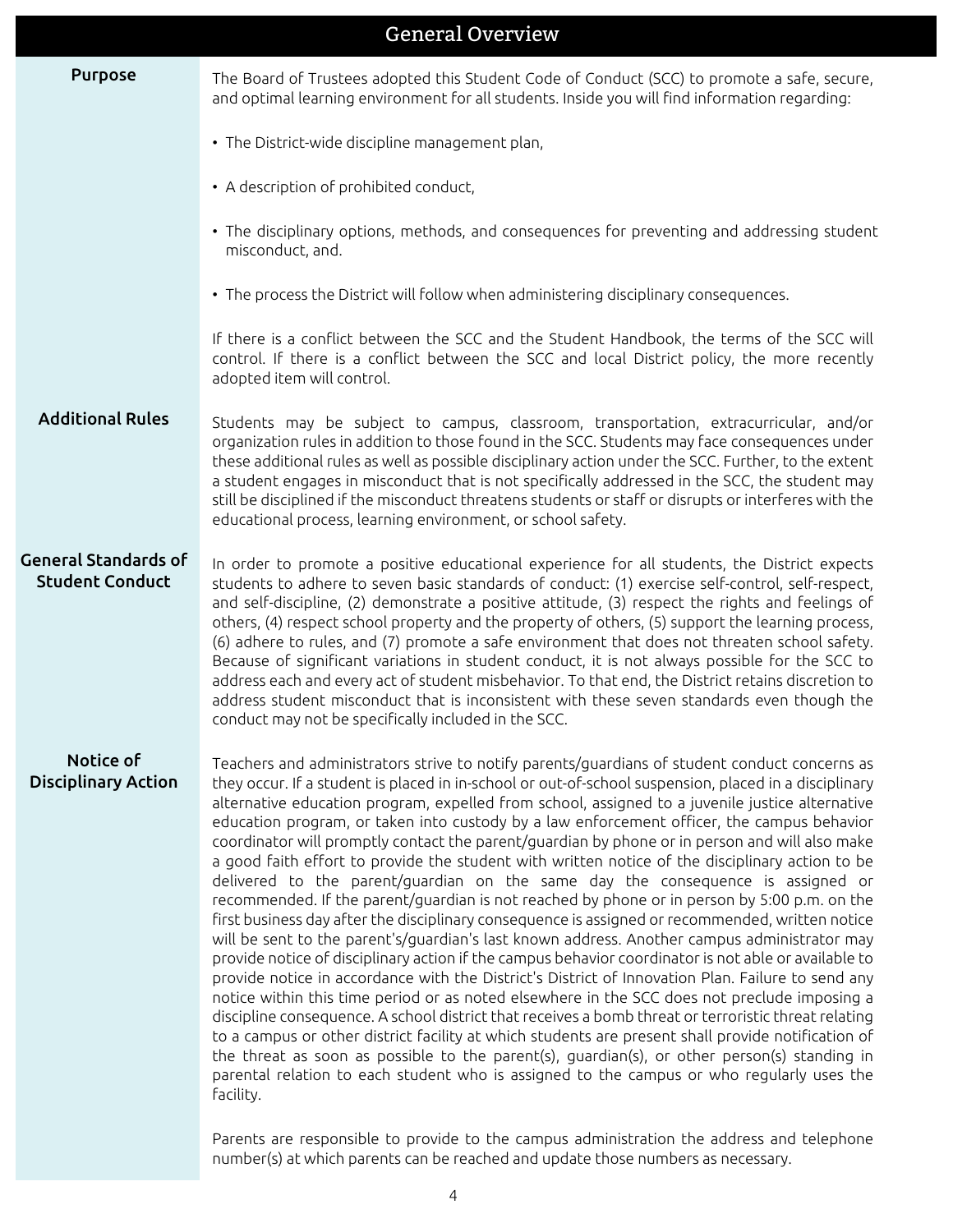# General Overview

## Purpose

The Board of Trustees adopted this Student Code of Conduct (SCC) to promote a safe, secure, and optimal learning environment for all students. Inside you will find information regarding:

- The District-wide discipline management plan,
- A description of prohibited conduct,
- The disciplinary options, methods, and consequences for preventing and addressing student misconduct, and.
- The process the District will follow when administering disciplinary consequences.

If there is a conflict between the SCC and the Student Handbook, the terms of the SCC will control. If there is a conflict between the SCC and local District policy, the more recently adopted item will control.

## Additional Rules

Students may be subject to campus, classroom, transportation, extracurricular, and/or organization rules in addition to those found in the SCC. Students may face consequences under these additional rules as well as possible disciplinary action under the SCC. Further, to the extent a student engages in misconduct that is not specifically addressed in the SCC, the student may still be disciplined if the misconduct threatens students or staff or disrupts or interferes with the educational process, learning environment, or school safety.

## General Standards of Student Conduct

In order to promote a positive educational experience for all students, the District expects students to adhere to seven basic standards of conduct: (1) exercise self-control, self-respect, and self-discipline, (2) demonstrate a positive attitude, (3) respect the rights and feelings of others, (4) respect school property and the property of others, (5) support the learning process, (6) adhere to rules, and (7) promote a safe environment that does not threaten school safety. Because of significant variations in student conduct, it is not always possible for the SCC to address each and every act of student misbehavior. To that end, the District retains discretion to address student misconduct that is inconsistent with these seven standards even though the conduct may not be specifically included in the SCC.

## Notice of Disciplinary Action

Teachers and administrators strive to notify parents/guardians of student conduct concerns as they occur. If a student is placed in in-school or out-of-school suspension, placed in a disciplinary alternative education program, expelled from school, assigned to a juvenile justice alternative education program, or taken into custody by a law enforcement officer, the campus behavior coordinator will promptly contact the parent/guardian by phone or in person and will also make a good faith effort to provide the student with written notice of the disciplinary action to be delivered to the parent/guardian on the same day the consequence is assigned or recommended. If the parent/guardian is not reached by phone or in person by 5:00 p.m. on the first business day after the disciplinary consequence is assigned or recommended, written notice will be sent to the parent's/guardian's last known address. Another campus administrator may provide notice of disciplinary action if the campus behavior coordinator is not able or available to provide notice in accordance with the District's District of Innovation Plan. Failure to send any notice within this time period or as noted elsewhere in the SCC does not preclude imposing a discipline consequence. A school district that receives a bomb threat or terroristic threat relating to a campus or other district facility at which students are present shall provide notification of the threat as soon as possible to the parent(s), guardian(s), or other person(s) standing in parental relation to each student who is assigned to the campus or who regularly uses the facility.

Parents are responsible to provide to the campus administration the address and telephone number(s) at which parents can be reached and update those numbers as necessary.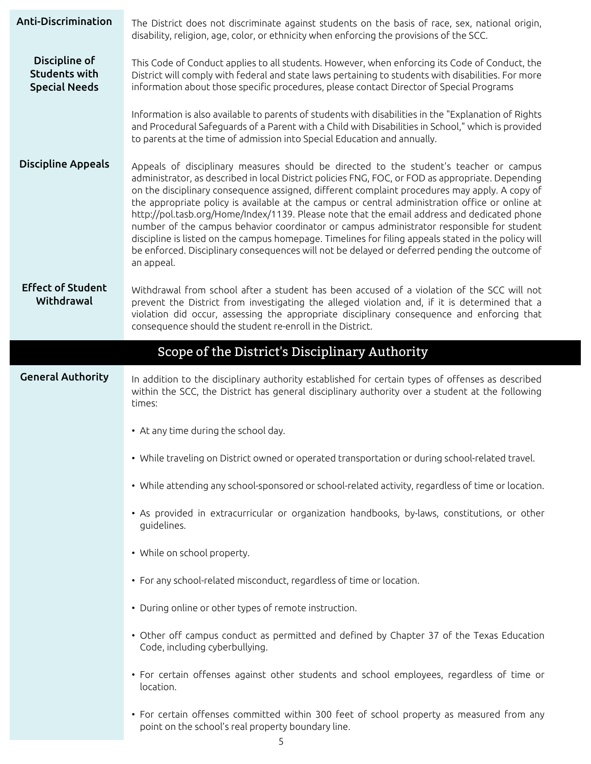### Anti-Discrimination

The District does not discriminate against students on the basis of race, sex, national origin, disability, religion, age, color, or ethnicity when enforcing the provisions of the SCC.

### Discipline of Students with Special Needs

This Code of Conduct applies to all students. However, when enforcing its Code of Conduct, the District will comply with federal and state laws pertaining to students with disabilities. For more information about those specific procedures, please contact Director of Special Programs

Information is also available to parents of students with disabilities in the "Explanation of Rights and Procedural Safeguards of a Parent with a Child with Disabilities in School," which is provided to parents at the time of admission into Special Education and annually.

### Discipline Appeals

Appeals of disciplinary measures should be directed to the student's teacher or campus administrator, as described in local District policies FNG, FOC, or FOD as appropriate. Depending on the disciplinary consequence assigned, different complaint procedures may apply. A copy of the appropriate policy is available at the campus or central administration office or online at http://pol.tasb.org/Home/Index/1139. Please note that the email address and dedicated phone number of the campus behavior coordinator or campus administrator responsible for student discipline is listed on the campus homepage. Timelines for filing appeals stated in the policy will be enforced. Disciplinary consequences will not be delayed or deferred pending the outcome of an appeal.

### Effect of Student Withdrawal

Withdrawal from school after a student has been accused of a violation of the SCC will not prevent the District from investigating the alleged violation and, if it is determined that a violation did occur, assessing the appropriate disciplinary consequence and enforcing that consequence should the student re-enroll in the District.

## Scope of the District's Disciplinary Authority

### General Authority

In addition to the disciplinary authority established for certain types of offenses as described within the SCC, the District has general disciplinary authority over a student at the following times:

- At any time during the school day.
- While traveling on District owned or operated transportation or during school-related travel.
- While attending any school-sponsored or school-related activity, regardless of time or location.
- As provided in extracurricular or organization handbooks, by-laws, constitutions, or other guidelines.
- While on school property.
- For any school-related misconduct, regardless of time or location.
- During online or other types of remote instruction.
- Other off campus conduct as permitted and defined by Chapter 37 of the Texas Education Code, including cyberbullying.
- For certain offenses against other students and school employees, regardless of time or location.
- For certain offenses committed within 300 feet of school property as measured from any point on the school's real property boundary line.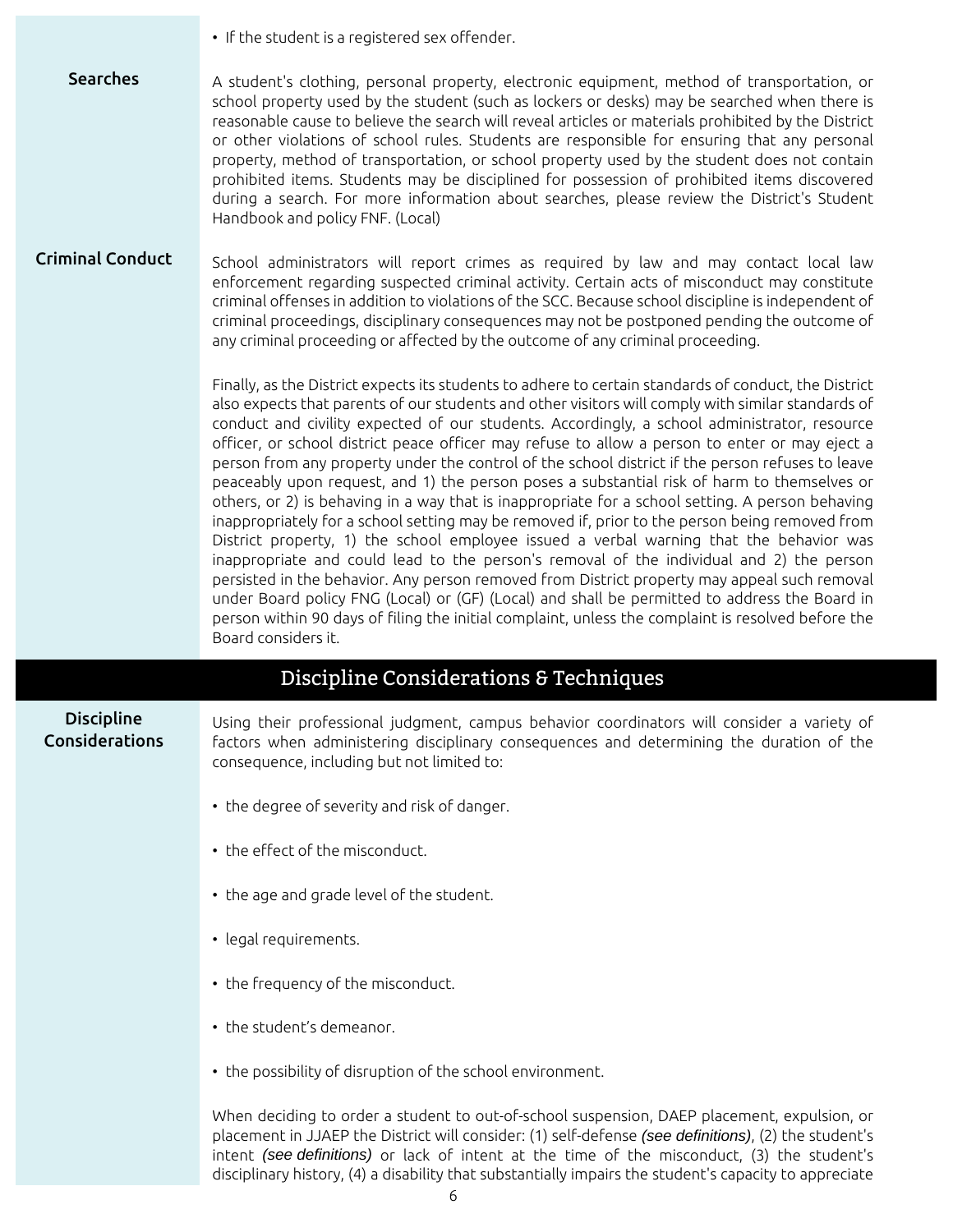- If the student is a registered sex offender.

### Searches

A student's clothing, personal property, electronic equipment, method of transportation, or school property used by the student (such as lockers or desks) may be searched when there is reasonable cause to believe the search will reveal articles or materials prohibited by the District or other violations of school rules. Students are responsible for ensuring that any personal property, method of transportation, or school property used by the student does not contain prohibited items. Students may be disciplined for possession of prohibited items discovered during a search. For more information about searches, please review the District's Student Handbook and policy FNF. (Local)

### Criminal Conduct

School administrators will report crimes as required by law and may contact local law enforcement regarding suspected criminal activity. Certain acts of misconduct may constitute criminal offenses in addition to violations of the SCC. Because school discipline is independent of criminal proceedings, disciplinary consequences may not be postponed pending the outcome of any criminal proceeding or affected by the outcome of any criminal proceeding.

Finally, as the District expects its students to adhere to certain standards of conduct, the District also expects that parents of our students and other visitors will comply with similar standards of conduct and civility expected of our students. Accordingly, a school administrator, resource officer, or school district peace officer may refuse to allow a person to enter or may eject a person from any property under the control of the school district if the person refuses to leave peaceably upon request, and 1) the person poses a substantial risk of harm to themselves or others, or 2) is behaving in a way that is inappropriate for a school setting. A person behaving inappropriately for a school setting may be removed if, prior to the person being removed from District property, 1) the school employee issued a verbal warning that the behavior was inappropriate and could lead to the person's removal of the individual and 2) the person persisted in the behavior. Any person removed from District property may appeal such removal under Board policy FNG (Local) or (GF) (Local) and shall be permitted to address the Board in person within 90 days of filing the initial complaint, unless the complaint is resolved before the Board considers it.

## Discipline Considerations & Techniques

### Discipline Considerations

Using their professional judgment, campus behavior coordinators will consider a variety of factors when administering disciplinary consequences and determining the duration of the consequence, including but not limited to:

- the degree of severity and risk of danger.
- the effect of the misconduct.
- the age and grade level of the student.
- legal requirements.
- the frequency of the misconduct.
- the student's demeanor.
- the possibility of disruption of the school environment.

When deciding to order a student to out-of-school suspension, DAEP placement, expulsion, or placement in JJAEP the District will consider: (1) self-defense *(see definitions)*, (2) the student's intent *(see definitions)* or lack of intent at the time of the misconduct, (3) the student's disciplinary history, (4) a disability that substantially impairs the student's capacity to appreciate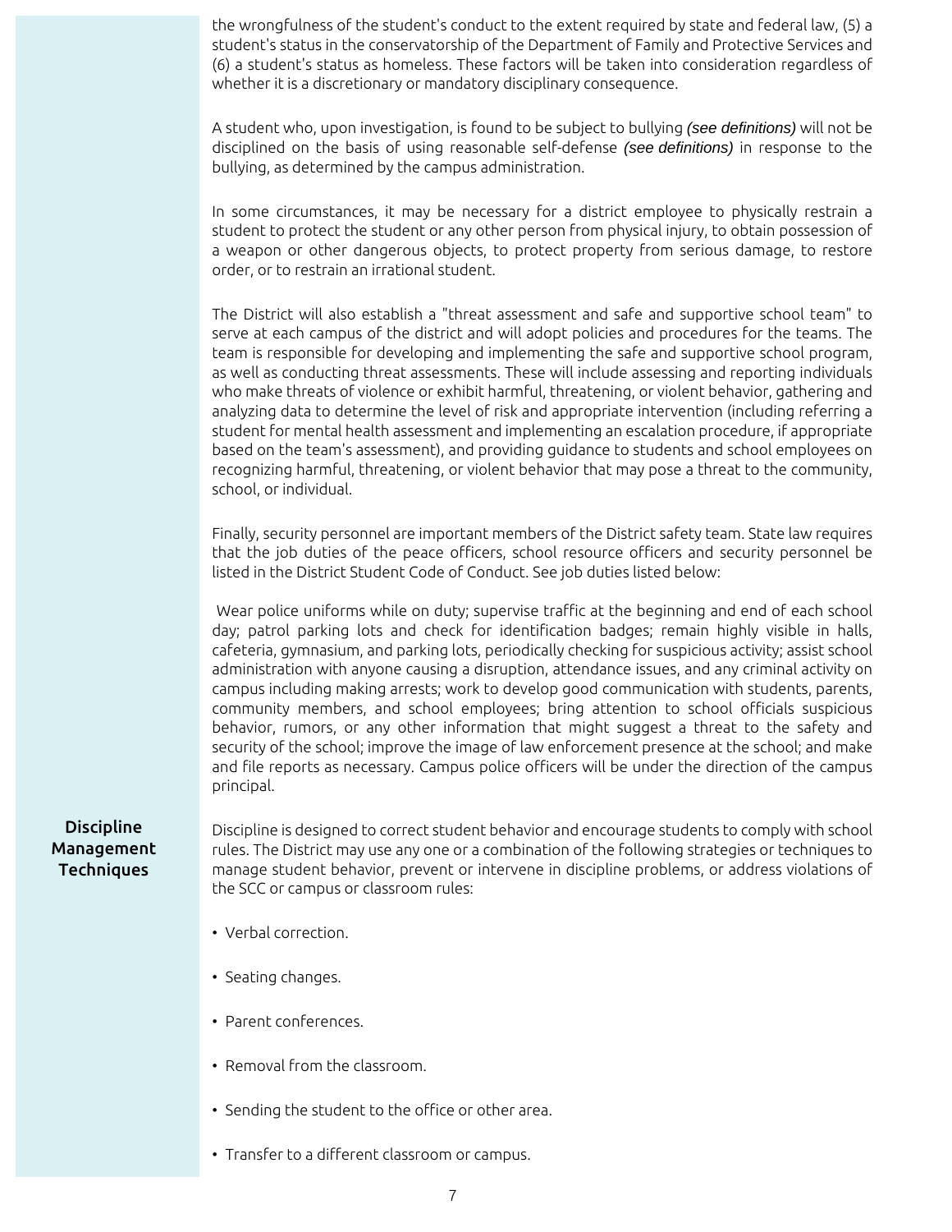the wrongfulness of the student's conduct to the extent required by state and federal law, (5) a student's status in the conservatorship of the Department of Family and Protective Services and (6) a student's status as homeless. These factors will be taken into consideration regardless of whether it is a discretionary or mandatory disciplinary consequence.

A student who, upon investigation, is found to be subject to bullying *(see definitions)* will not be disciplined on the basis of using reasonable self-defense *(see definitions)* in response to the bullying, as determined by the campus administration.

In some circumstances, it may be necessary for a district employee to physically restrain a student to protect the student or any other person from physical injury, to obtain possession of a weapon or other dangerous objects, to protect property from serious damage, to restore order, or to restrain an irrational student.

The District will also establish a "threat assessment and safe and supportive school team" to serve at each campus of the district and will adopt policies and procedures for the teams. The team is responsible for developing and implementing the safe and supportive school program, as well as conducting threat assessments. These will include assessing and reporting individuals who make threats of violence or exhibit harmful, threatening, or violent behavior, gathering and analyzing data to determine the level of risk and appropriate intervention (including referring a student for mental health assessment and implementing an escalation procedure, if appropriate based on the team's assessment), and providing guidance to students and school employees on recognizing harmful, threatening, or violent behavior that may pose a threat to the community, school, or individual.

Finally, security personnel are important members of the District safety team. State law requires that the job duties of the peace officers, school resource officers and security personnel be listed in the District Student Code of Conduct. See job duties listed below:

Wear police uniforms while on duty; supervise traffic at the beginning and end of each school day; patrol parking lots and check for identification badges; remain highly visible in halls, cafeteria, gymnasium, and parking lots, periodically checking for suspicious activity; assist school administration with anyone causing a disruption, attendance issues, and any criminal activity on campus including making arrests; work to develop good communication with students, parents, community members, and school employees; bring attention to school officials suspicious behavior, rumors, or any other information that might suggest a threat to the safety and security of the school; improve the image of law enforcement presence at the school; and make and file reports as necessary. Campus police officers will be under the direction of the campus principal.

## Discipline Management Techniques

Discipline is designed to correct student behavior and encourage students to comply with school rules. The District may use any one or a combination of the following strategies or techniques to manage student behavior, prevent or intervene in discipline problems, or address violations of the SCC or campus or classroom rules:

- Verbal correction.
- Seating changes.
- Parent conferences.
- Removal from the classroom.
- Sending the student to the office or other area.
- Transfer to a different classroom or campus.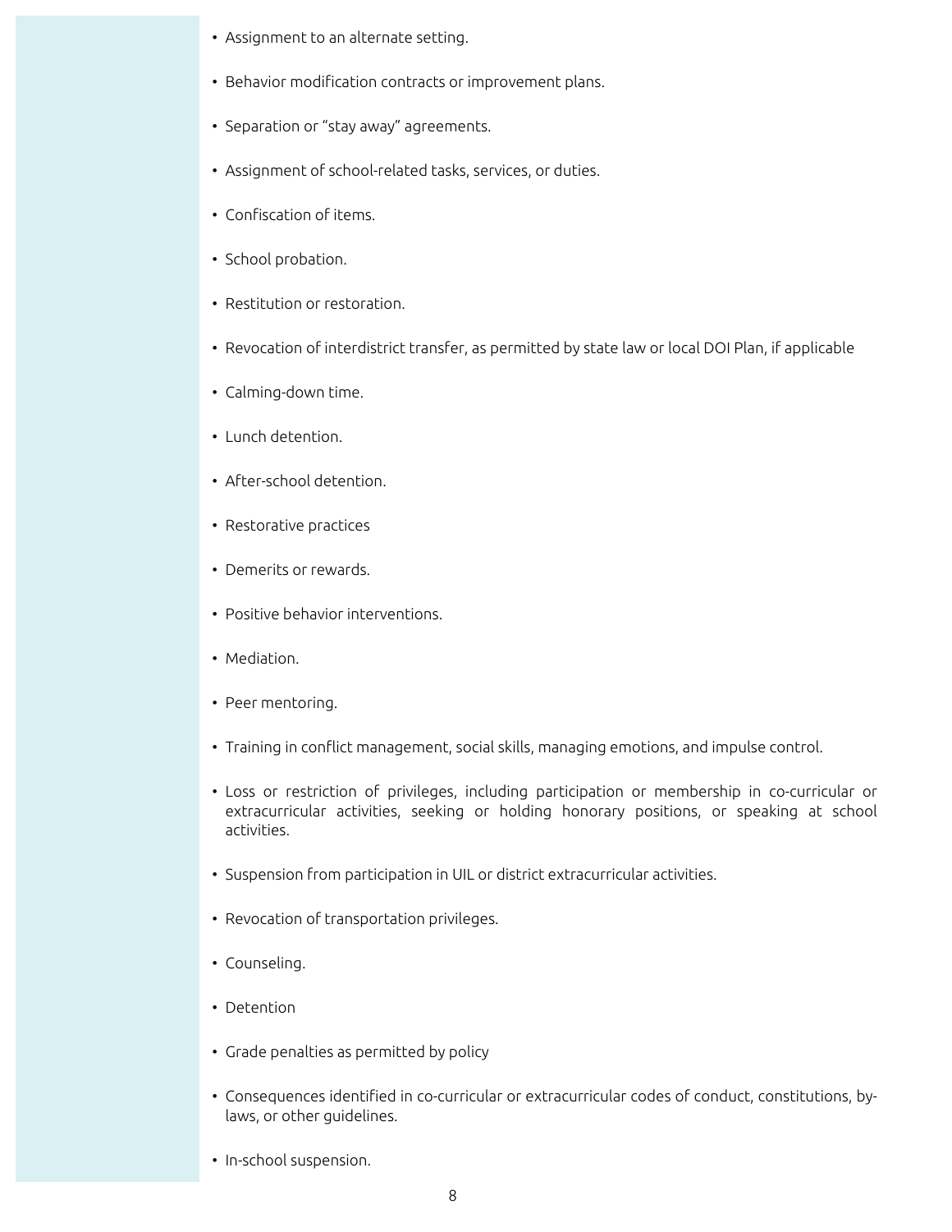- Assignment to an alternate setting.
- Behavior modification contracts or improvement plans.
- Separation or "stay away" agreements.
- Assignment of school-related tasks, services, or duties.
- Confiscation of items.
- School probation.
- Restitution or restoration.
- Revocation of interdistrict transfer, as permitted by state law or local DOI Plan, if applicable
- Calming-down time.
- Lunch detention.
- After-school detention.
- Restorative practices
- Demerits or rewards.
- Positive behavior interventions.
- Mediation.
- Peer mentoring.
- Training in conflict management, social skills, managing emotions, and impulse control.
- Loss or restriction of privileges, including participation or membership in co-curricular or extracurricular activities, seeking or holding honorary positions, or speaking at school activities.
- Suspension from participation in UIL or district extracurricular activities.
- Revocation of transportation privileges.
- Counseling.
- Detention
- Grade penalties as permitted by policy
- Consequences identified in co-curricular or extracurricular codes of conduct, constitutions, by-laws, or other guidelines.
- In-school suspension.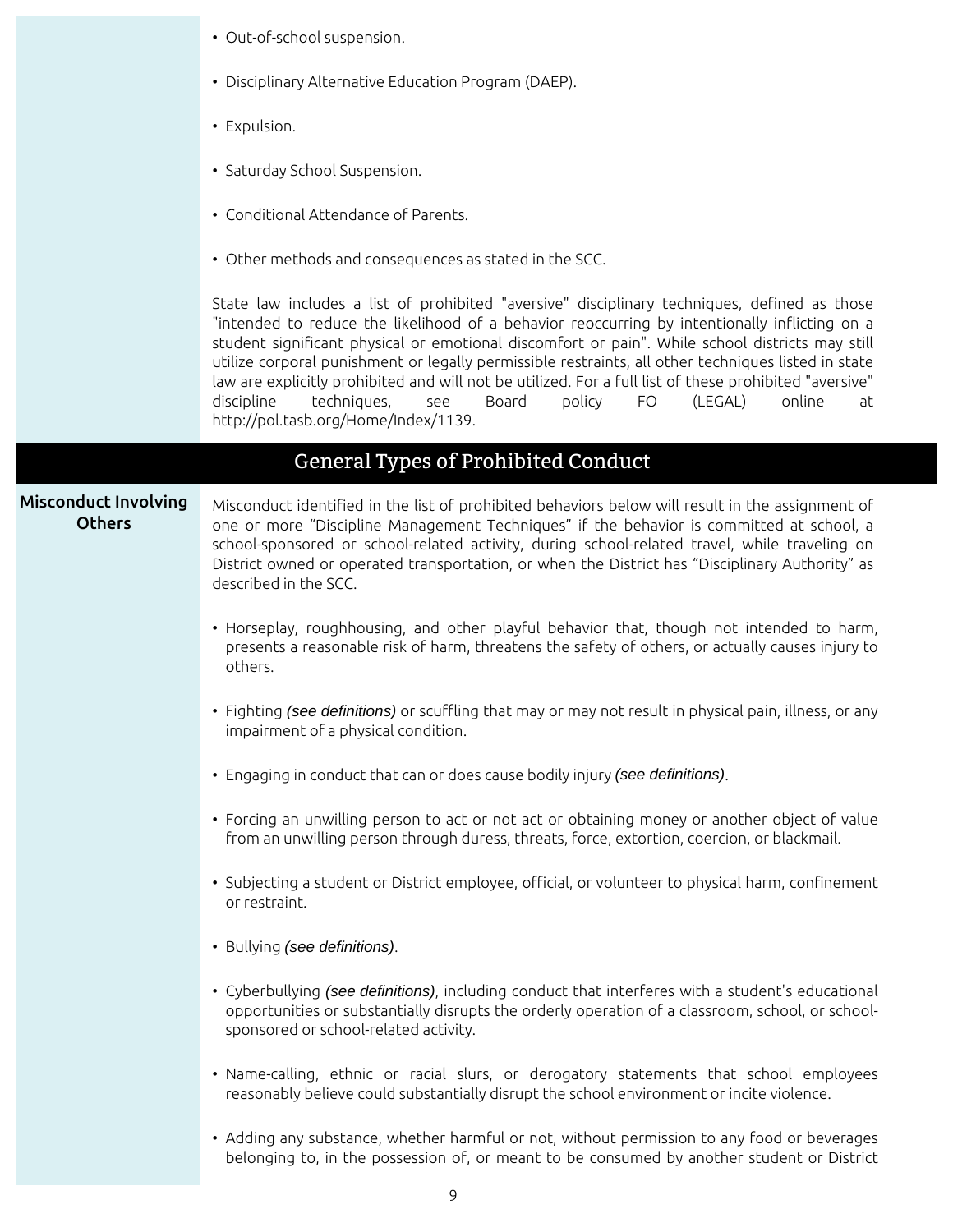- Out-of-school suspension.
- Disciplinary Alternative Education Program (DAEP).
- Expulsion.
- Saturday School Suspension.
- Conditional Attendance of Parents.
- Other methods and consequences as stated in the SCC.

State law includes a list of prohibited "aversive" disciplinary techniques, defined as those "intended to reduce the likelihood of a behavior reoccurring by intentionally inflicting on a student significant physical or emotional discomfort or pain". While school districts may still utilize corporal punishment or legally permissible restraints, all other techniques listed in state law are explicitly prohibited and will not be utilized. For a full list of these prohibited "aversive" discipline techniques, see Board policy FO (LEGAL) online at http://pol.tasb.org/Home/Index/1139.

## General Types of Prohibited Conduct

### Misconduct Involving Others

Misconduct identified in the list of prohibited behaviors below will result in the assignment of one or more "Discipline Management Techniques" if the behavior is committed at school, a school-sponsored or school-related activity, during school-related travel, while traveling on District owned or operated transportation, or when the District has "Disciplinary Authority" as described in the SCC.

- Horseplay, roughhousing, and other playful behavior that, though not intended to harm, presents a reasonable risk of harm, threatens the safety of others, or actually causes injury to others.
- Fighting *(see definitions)* or scuffling that may or may not result in physical pain, illness, or any impairment of a physical condition.
- Engaging in conduct that can or does cause bodily injury *(see definitions)*.
- Forcing an unwilling person to act or not act or obtaining money or another object of value from an unwilling person through duress, threats, force, extortion, coercion, or blackmail.
- Subjecting a student or District employee, official, or volunteer to physical harm, confinement or restraint.
- Bullying *(see definitions)*.
- Cyberbullying *(see definitions)*, including conduct that interferes with a student's educational opportunities or substantially disrupts the orderly operation of a classroom, school, or school-sponsored or school-related activity.
- Name-calling, ethnic or racial slurs, or derogatory statements that school employees reasonably believe could substantially disrupt the school environment or incite violence.
- Adding any substance, whether harmful or not, without permission to any food or beverages belonging to, in the possession of, or meant to be consumed by another student or District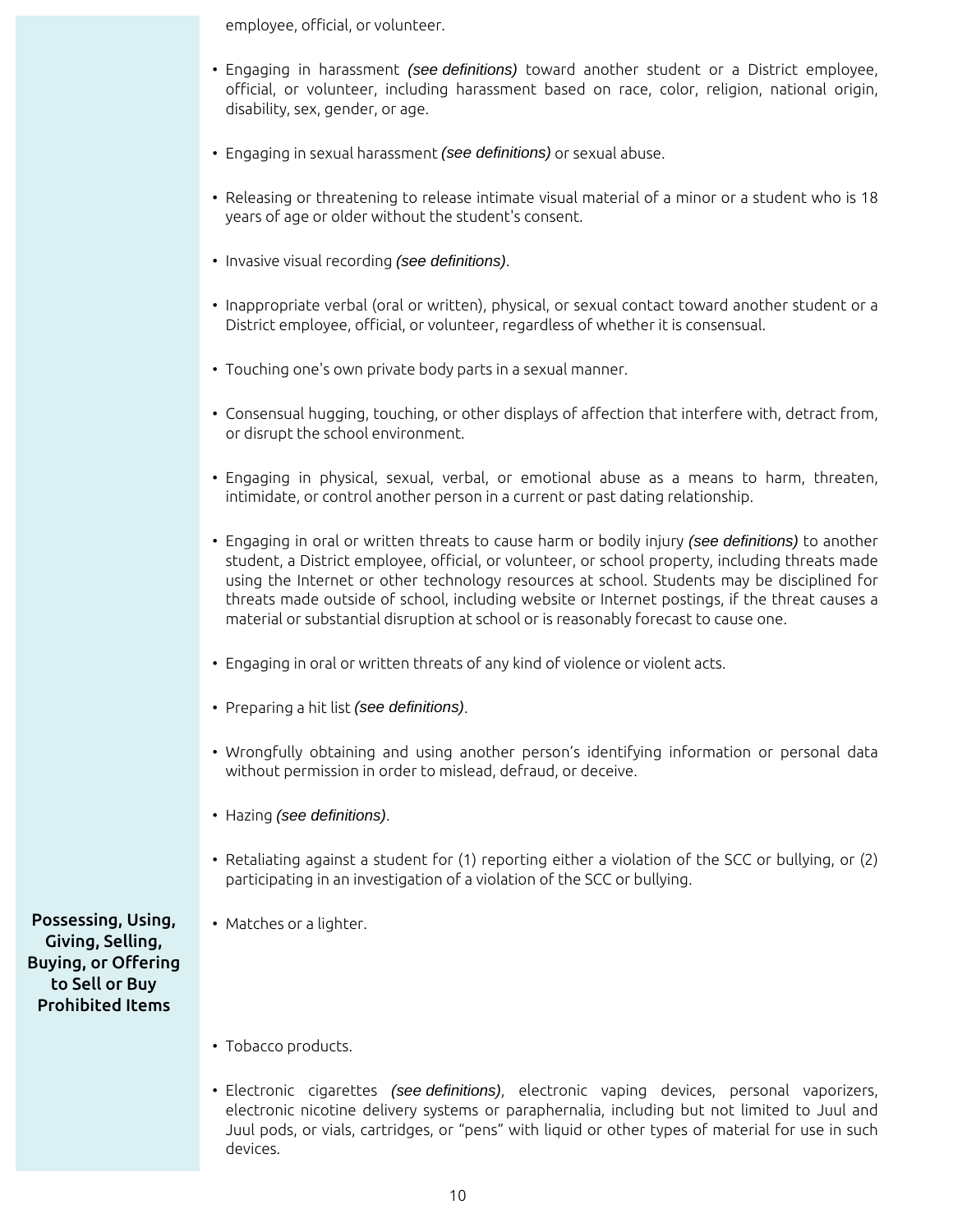employee, official, or volunteer.

- Engaging in harassment *(see definitions)* toward another student or a District employee, official, or volunteer, including harassment based on race, color, religion, national origin, disability, sex, gender, or age.
- Engaging in sexual harassment *(see definitions)* or sexual abuse.
- Releasing or threatening to release intimate visual material of a minor or a student who is 18 years of age or older without the student's consent.
- Invasive visual recording *(see definitions)*.
- Inappropriate verbal (oral or written), physical, or sexual contact toward another student or a District employee, official, or volunteer, regardless of whether it is consensual.
- Touching one's own private body parts in a sexual manner.
- Consensual hugging, touching, or other displays of affection that interfere with, detract from, or disrupt the school environment.
- Engaging in physical, sexual, verbal, or emotional abuse as a means to harm, threaten, intimidate, or control another person in a current or past dating relationship.
- Engaging in oral or written threats to cause harm or bodily injury *(see definitions)* to another student, a District employee, official, or volunteer, or school property, including threats made using the Internet or other technology resources at school. Students may be disciplined for threats made outside of school, including website or Internet postings, if the threat causes a material or substantial disruption at school or is reasonably forecast to cause one.
- Engaging in oral or written threats of any kind of violence or violent acts.
- Preparing a hit list *(see definitions)*.
- Wrongfully obtaining and using another person's identifying information or personal data without permission in order to mislead, defraud, or deceive.
- Hazing *(see definitions)*.
- Retaliating against a student for (1) reporting either a violation of the SCC or bullying, or (2) participating in an investigation of a violation of the SCC or bullying.

**Possessing, Using, Giving, Selling, Buying, or Offering to Sell or Buy Prohibited Items**

- Matches or a lighter.
- Tobacco products.
- Electronic cigarettes *(see definitions)*, electronic vaping devices, personal vaporizers, electronic nicotine delivery systems or paraphernalia, including but not limited to Juul and Juul pods, or vials, cartridges, or "pens" with liquid or other types of material for use in such devices.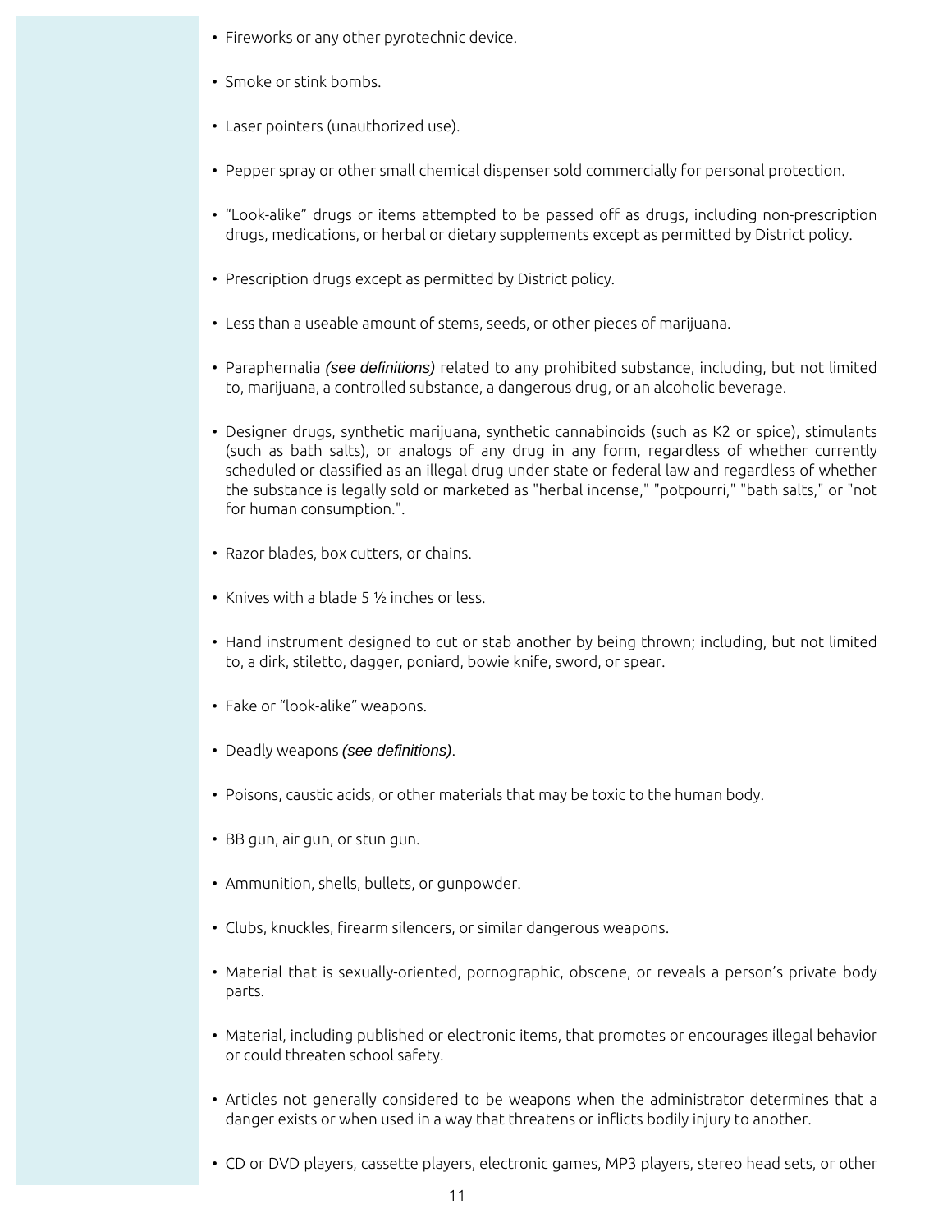- Fireworks or any other pyrotechnic device.
- Smoke or stink bombs.
- Laser pointers (unauthorized use).
- Pepper spray or other small chemical dispenser sold commercially for personal protection.
- "Look-alike" drugs or items attempted to be passed off as drugs, including non-prescription drugs, medications, or herbal or dietary supplements except as permitted by District policy.
- Prescription drugs except as permitted by District policy.
- Less than a useable amount of stems, seeds, or other pieces of marijuana.
- Paraphernalia *(see definitions)* related to any prohibited substance, including, but not limited to, marijuana, a controlled substance, a dangerous drug, or an alcoholic beverage.
- Designer drugs, synthetic marijuana, synthetic cannabinoids (such as K2 or spice), stimulants (such as bath salts), or analogs of any drug in any form, regardless of whether currently scheduled or classified as an illegal drug under state or federal law and regardless of whether the substance is legally sold or marketed as "herbal incense," "potpourri," "bath salts," or "not for human consumption.".
- Razor blades, box cutters, or chains.
- Knives with a blade 5 ½ inches or less.
- Hand instrument designed to cut or stab another by being thrown; including, but not limited to, a dirk, stiletto, dagger, poniard, bowie knife, sword, or spear.
- Fake or "look-alike" weapons.
- Deadly weapons *(see definitions)*.
- Poisons, caustic acids, or other materials that may be toxic to the human body.
- BB gun, air gun, or stun gun.
- Ammunition, shells, bullets, or gunpowder.
- Clubs, knuckles, firearm silencers, or similar dangerous weapons.
- Material that is sexually-oriented, pornographic, obscene, or reveals a person's private body parts.
- Material, including published or electronic items, that promotes or encourages illegal behavior or could threaten school safety.
- Articles not generally considered to be weapons when the administrator determines that a danger exists or when used in a way that threatens or inflicts bodily injury to another.
- CD or DVD players, cassette players, electronic games, MP3 players, stereo head sets, or other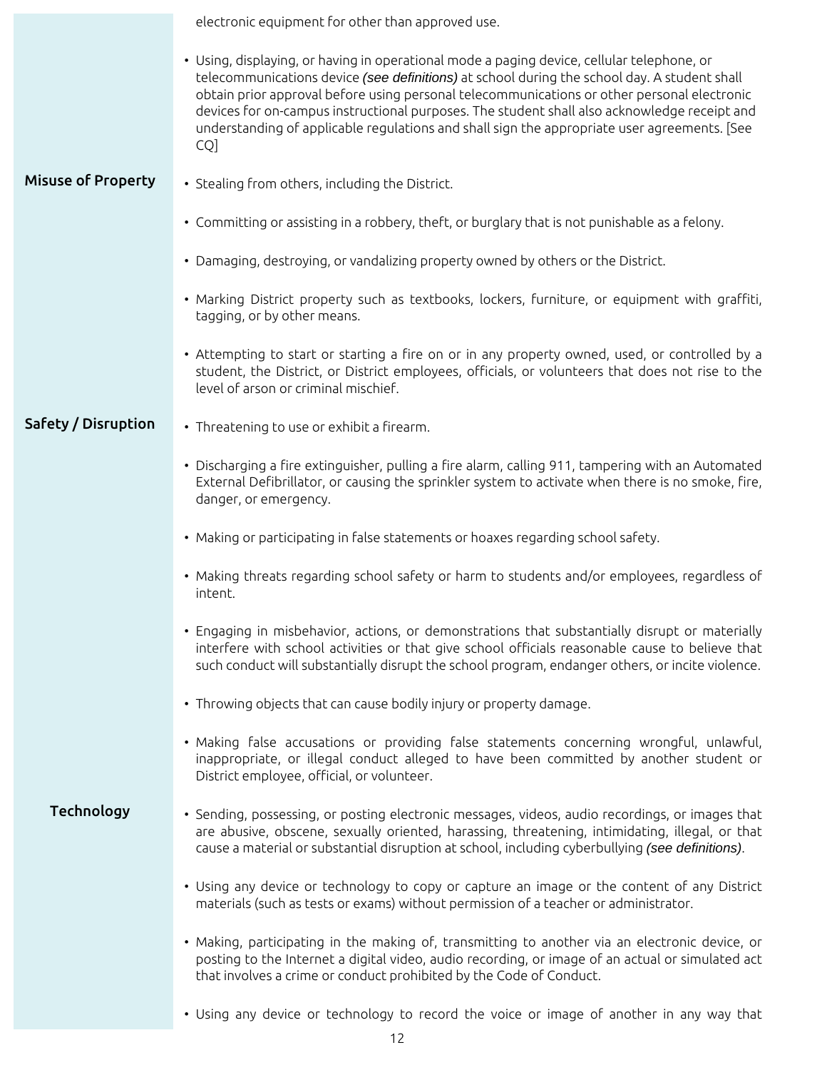electronic equipment for other than approved use.

- Using, displaying, or having in operational mode a paging device, cellular telephone, or telecommunications device ***(see definitions)*** at school during the school day. A student shall obtain prior approval before using personal telecommunications or other personal electronic devices for on-campus instructional purposes. The student shall also acknowledge receipt and understanding of applicable regulations and shall sign the appropriate user agreements. [See CQ]

**Misuse of Property**

- Stealing from others, including the District.
- Committing or assisting in a robbery, theft, or burglary that is not punishable as a felony.
- Damaging, destroying, or vandalizing property owned by others or the District.
- Marking District property such as textbooks, lockers, furniture, or equipment with graffiti, tagging, or by other means.
- Attempting to start or starting a fire on or in any property owned, used, or controlled by a student, the District, or District employees, officials, or volunteers that does not rise to the level of arson or criminal mischief.

**Safety / Disruption**

- Threatening to use or exhibit a firearm.
- Discharging a fire extinguisher, pulling a fire alarm, calling 911, tampering with an Automated External Defibrillator, or causing the sprinkler system to activate when there is no smoke, fire, danger, or emergency.
- Making or participating in false statements or hoaxes regarding school safety.
- Making threats regarding school safety or harm to students and/or employees, regardless of intent.
- Engaging in misbehavior, actions, or demonstrations that substantially disrupt or materially interfere with school activities or that give school officials reasonable cause to believe that such conduct will substantially disrupt the school program, endanger others, or incite violence.
- Throwing objects that can cause bodily injury or property damage.
- Making false accusations or providing false statements concerning wrongful, unlawful, inappropriate, or illegal conduct alleged to have been committed by another student or District employee, official, or volunteer.

**Technology**

- Sending, possessing, or posting electronic messages, videos, audio recordings, or images that are abusive, obscene, sexually oriented, harassing, threatening, intimidating, illegal, or that cause a material or substantial disruption at school, including cyberbullying *(see definitions)*.
- Using any device or technology to copy or capture an image or the content of any District materials (such as tests or exams) without permission of a teacher or administrator.
- Making, participating in the making of, transmitting to another via an electronic device, or posting to the Internet a digital video, audio recording, or image of an actual or simulated act that involves a crime or conduct prohibited by the Code of Conduct.
- Using any device or technology to record the voice or image of another in any way that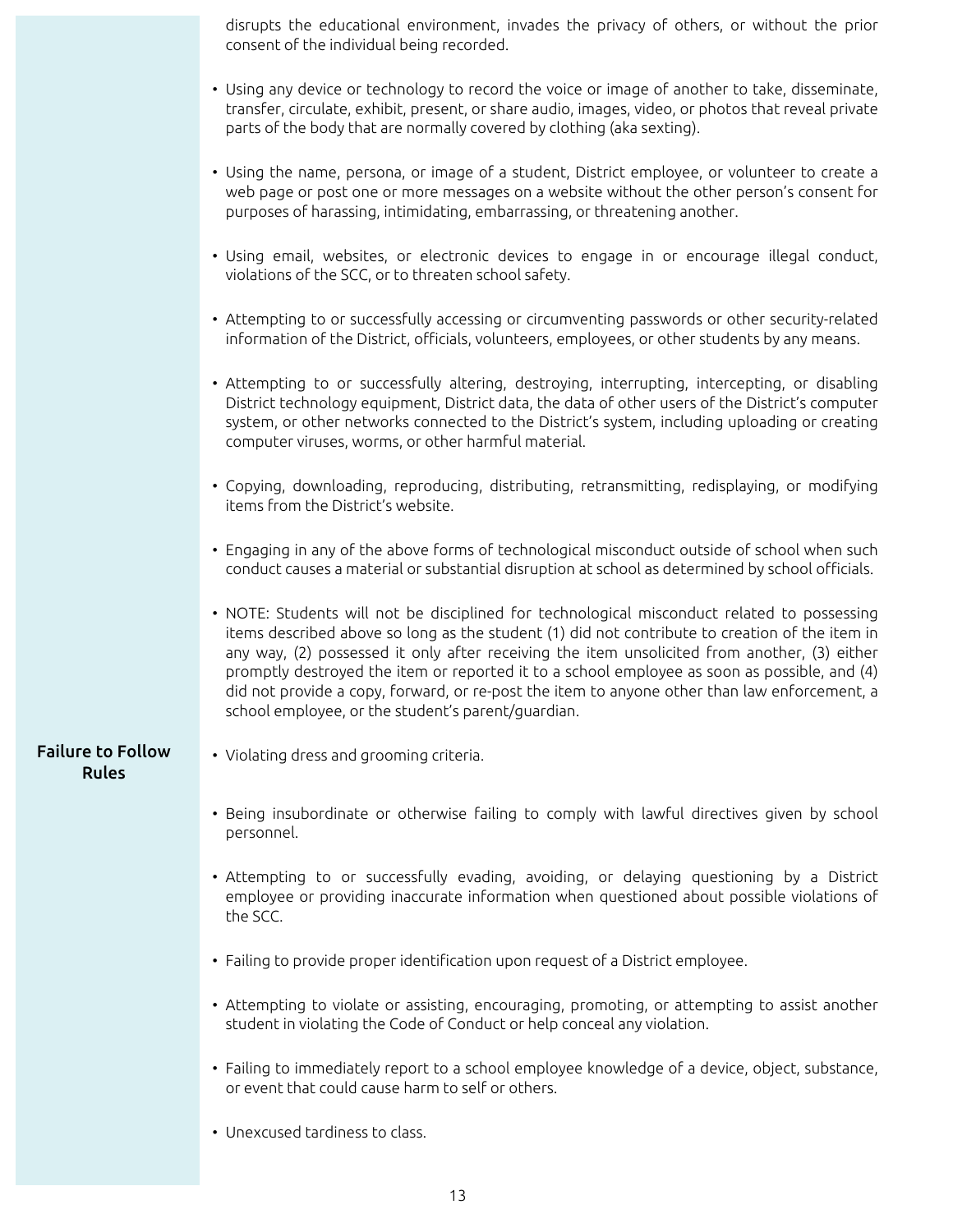disrupts the educational environment, invades the privacy of others, or without the prior consent of the individual being recorded.

- Using any device or technology to record the voice or image of another to take, disseminate, transfer, circulate, exhibit, present, or share audio, images, video, or photos that reveal private parts of the body that are normally covered by clothing (aka sexting).
- Using the name, persona, or image of a student, District employee, or volunteer to create a web page or post one or more messages on a website without the other person's consent for purposes of harassing, intimidating, embarrassing, or threatening another.
- Using email, websites, or electronic devices to engage in or encourage illegal conduct, violations of the SCC, or to threaten school safety.
- Attempting to or successfully accessing or circumventing passwords or other security-related information of the District, officials, volunteers, employees, or other students by any means.
- Attempting to or successfully altering, destroying, interrupting, intercepting, or disabling District technology equipment, District data, the data of other users of the District's computer system, or other networks connected to the District's system, including uploading or creating computer viruses, worms, or other harmful material.
- Copying, downloading, reproducing, distributing, retransmitting, redisplaying, or modifying items from the District's website.
- Engaging in any of the above forms of technological misconduct outside of school when such conduct causes a material or substantial disruption at school as determined by school officials.
- NOTE: Students will not be disciplined for technological misconduct related to possessing items described above so long as the student (1) did not contribute to creation of the item in any way, (2) possessed it only after receiving the item unsolicited from another, (3) either promptly destroyed the item or reported it to a school employee as soon as possible, and (4) did not provide a copy, forward, or re-post the item to anyone other than law enforcement, a school employee, or the student's parent/guardian.

**Failure to Follow Rules**

- Violating dress and grooming criteria.
- Being insubordinate or otherwise failing to comply with lawful directives given by school personnel.
- Attempting to or successfully evading, avoiding, or delaying questioning by a District employee or providing inaccurate information when questioned about possible violations of the SCC.
- Failing to provide proper identification upon request of a District employee.
- Attempting to violate or assisting, encouraging, promoting, or attempting to assist another student in violating the Code of Conduct or help conceal any violation.
- Failing to immediately report to a school employee knowledge of a device, object, substance, or event that could cause harm to self or others.
- Unexcused tardiness to class.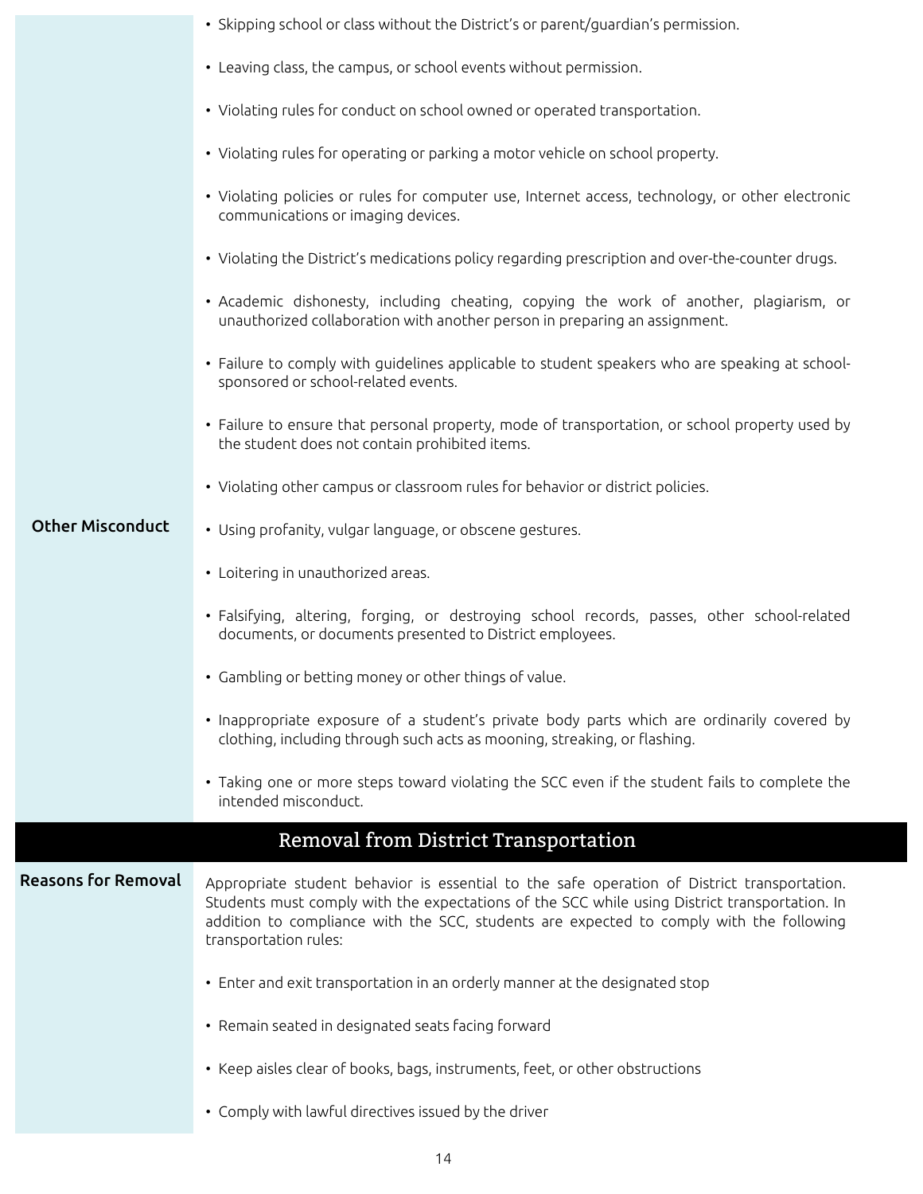**Other Misconduct**

- Skipping school or class without the District's or parent/guardian's permission.
- Leaving class, the campus, or school events without permission.
- Violating rules for conduct on school owned or operated transportation.
- Violating rules for operating or parking a motor vehicle on school property.
- Violating policies or rules for computer use, Internet access, technology, or other electronic communications or imaging devices.
- Violating the District's medications policy regarding prescription and over-the-counter drugs.
- Academic dishonesty, including cheating, copying the work of another, plagiarism, or unauthorized collaboration with another person in preparing an assignment.
- Failure to comply with guidelines applicable to student speakers who are speaking at school-sponsored or school-related events.
- Failure to ensure that personal property, mode of transportation, or school property used by the student does not contain prohibited items.
- Violating other campus or classroom rules for behavior or district policies.
- Using profanity, vulgar language, or obscene gestures.
- Loitering in unauthorized areas.
- Falsifying, altering, forging, or destroying school records, passes, other school-related documents, or documents presented to District employees.
- Gambling or betting money or other things of value.
- Inappropriate exposure of a student's private body parts which are ordinarily covered by clothing, including through such acts as mooning, streaking, or flashing.
- Taking one or more steps toward violating the SCC even if the student fails to complete the intended misconduct.

## Removal from District Transportation

**Reasons for Removal**

Appropriate student behavior is essential to the safe operation of District transportation. Students must comply with the expectations of the SCC while using District transportation. In addition to compliance with the SCC, students are expected to comply with the following transportation rules:

- Enter and exit transportation in an orderly manner at the designated stop
- Remain seated in designated seats facing forward
- Keep aisles clear of books, bags, instruments, feet, or other obstructions
- Comply with lawful directives issued by the driver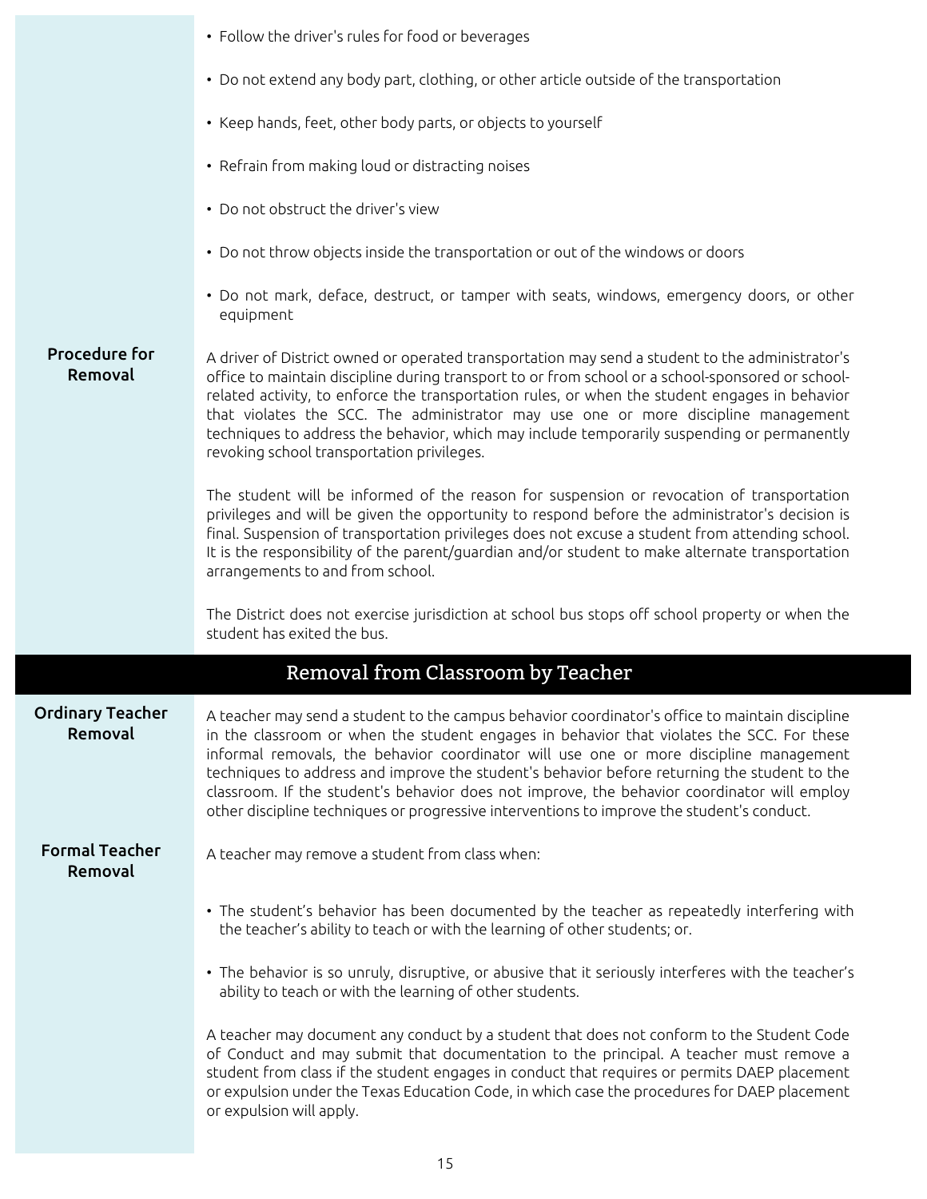- Follow the driver's rules for food or beverages
- Do not extend any body part, clothing, or other article outside of the transportation
- Keep hands, feet, other body parts, or objects to yourself
- Refrain from making loud or distracting noises
- Do not obstruct the driver's view
- Do not throw objects inside the transportation or out of the windows or doors
- Do not mark, deface, destruct, or tamper with seats, windows, emergency doors, or other equipment

### Procedure for Removal

A driver of District owned or operated transportation may send a student to the administrator's office to maintain discipline during transport to or from school or a school-sponsored or school-related activity, to enforce the transportation rules, or when the student engages in behavior that violates the SCC. The administrator may use one or more discipline management techniques to address the behavior, which may include temporarily suspending or permanently revoking school transportation privileges.

The student will be informed of the reason for suspension or revocation of transportation privileges and will be given the opportunity to respond before the administrator's decision is final. Suspension of transportation privileges does not excuse a student from attending school. It is the responsibility of the parent/guardian and/or student to make alternate transportation arrangements to and from school.

The District does not exercise jurisdiction at school bus stops off school property or when the student has exited the bus.

## Removal from Classroom by Teacher

### Ordinary Teacher Removal

A teacher may send a student to the campus behavior coordinator's office to maintain discipline in the classroom or when the student engages in behavior that violates the SCC. For these informal removals, the behavior coordinator will use one or more discipline management techniques to address and improve the student's behavior before returning the student to the classroom. If the student's behavior does not improve, the behavior coordinator will employ other discipline techniques or progressive interventions to improve the student's conduct.

### Formal Teacher Removal

A teacher may remove a student from class when:

- The student's behavior has been documented by the teacher as repeatedly interfering with the teacher's ability to teach or with the learning of other students; or.
- The behavior is so unruly, disruptive, or abusive that it seriously interferes with the teacher's ability to teach or with the learning of other students.

A teacher may document any conduct by a student that does not conform to the Student Code of Conduct and may submit that documentation to the principal. A teacher must remove a student from class if the student engages in conduct that requires or permits DAEP placement or expulsion under the Texas Education Code, in which case the procedures for DAEP placement or expulsion will apply.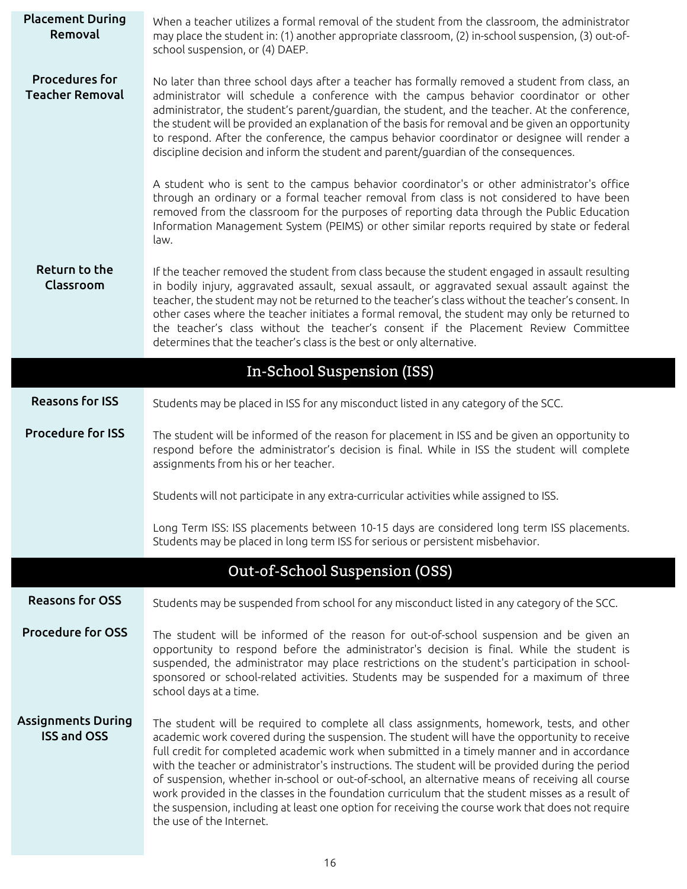**Placement During Removal**

When a teacher utilizes a formal removal of the student from the classroom, the administrator may place the student in: (1) another appropriate classroom, (2) in-school suspension, (3) out-of-school suspension, or (4) DAEP.

**Procedures for Teacher Removal**

No later than three school days after a teacher has formally removed a student from class, an administrator will schedule a conference with the campus behavior coordinator or other administrator, the student's parent/guardian, the student, and the teacher. At the conference, the student will be provided an explanation of the basis for removal and be given an opportunity to respond. After the conference, the campus behavior coordinator or designee will render a discipline decision and inform the student and parent/guardian of the consequences.

A student who is sent to the campus behavior coordinator's or other administrator's office through an ordinary or a formal teacher removal from class is not considered to have been removed from the classroom for the purposes of reporting data through the Public Education Information Management System (PEIMS) or other similar reports required by state or federal law.

**Return to the Classroom**

If the teacher removed the student from class because the student engaged in assault resulting in bodily injury, aggravated assault, sexual assault, or aggravated sexual assault against the teacher, the student may not be returned to the teacher's class without the teacher's consent. In other cases where the teacher initiates a formal removal, the student may only be returned to the teacher's class without the teacher's consent if the Placement Review Committee determines that the teacher's class is the best or only alternative.

## In-School Suspension (ISS)

**Reasons for ISS**

Students may be placed in ISS for any misconduct listed in any category of the SCC.

**Procedure for ISS**

The student will be informed of the reason for placement in ISS and be given an opportunity to respond before the administrator's decision is final. While in ISS the student will complete assignments from his or her teacher.

Students will not participate in any extra-curricular activities while assigned to ISS.

Long Term ISS: ISS placements between 10-15 days are considered long term ISS placements. Students may be placed in long term ISS for serious or persistent misbehavior.

## Out-of-School Suspension (OSS)

**Reasons for OSS**

Students may be suspended from school for any misconduct listed in any category of the SCC.

**Procedure for OSS**

The student will be informed of the reason for out-of-school suspension and be given an opportunity to respond before the administrator's decision is final. While the student is suspended, the administrator may place restrictions on the student's participation in school-sponsored or school-related activities. Students may be suspended for a maximum of three school days at a time.

**Assignments During ISS and OSS**

The student will be required to complete all class assignments, homework, tests, and other academic work covered during the suspension. The student will have the opportunity to receive full credit for completed academic work when submitted in a timely manner and in accordance with the teacher or administrator's instructions. The student will be provided during the period of suspension, whether in-school or out-of-school, an alternative means of receiving all course work provided in the classes in the foundation curriculum that the student misses as a result of the suspension, including at least one option for receiving the course work that does not require the use of the Internet.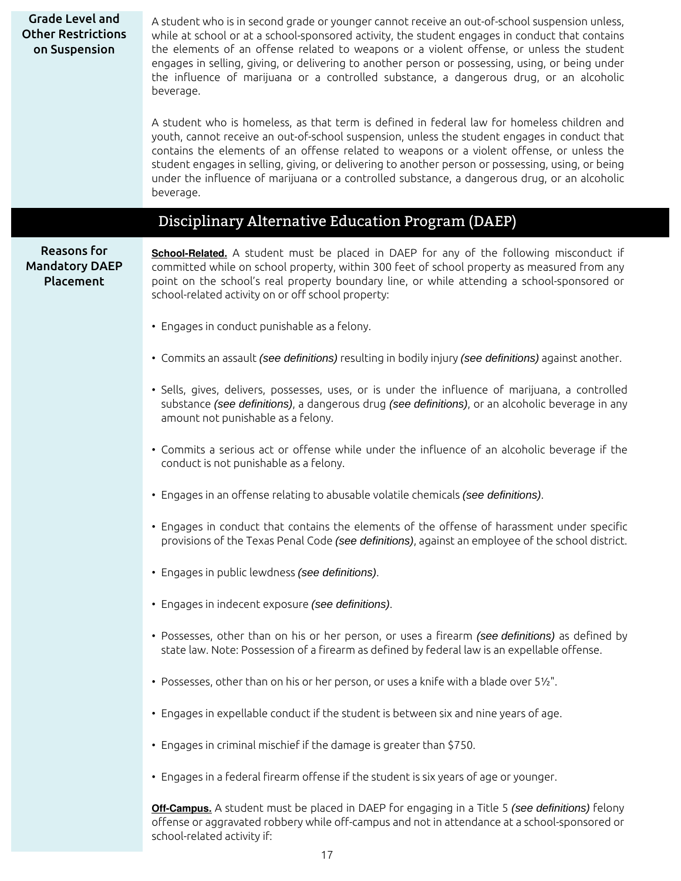### Grade Level and Other Restrictions on Suspension

A student who is in second grade or younger cannot receive an out-of-school suspension unless, while at school or at a school-sponsored activity, the student engages in conduct that contains the elements of an offense related to weapons or a violent offense, or unless the student engages in selling, giving, or delivering to another person or possessing, using, or being under the influence of marijuana or a controlled substance, a dangerous drug, or an alcoholic beverage.

A student who is homeless, as that term is defined in federal law for homeless children and youth, cannot receive an out-of-school suspension, unless the student engages in conduct that contains the elements of an offense related to weapons or a violent offense, or unless the student engages in selling, giving, or delivering to another person or possessing, using, or being under the influence of marijuana or a controlled substance, a dangerous drug, or an alcoholic beverage.

## Disciplinary Alternative Education Program (DAEP)

### Reasons for Mandatory DAEP Placement

**School-Related.** A student must be placed in DAEP for any of the following misconduct if committed while on school property, within 300 feet of school property as measured from any point on the school's real property boundary line, or while attending a school-sponsored or school-related activity on or off school property:

- Engages in conduct punishable as a felony.
- Commits an assault *(see definitions)* resulting in bodily injury *(see definitions)* against another.
- Sells, gives, delivers, possesses, uses, or is under the influence of marijuana, a controlled substance *(see definitions)*, a dangerous drug *(see definitions)*, or an alcoholic beverage in any amount not punishable as a felony.
- Commits a serious act or offense while under the influence of an alcoholic beverage if the conduct is not punishable as a felony.
- Engages in an offense relating to abusable volatile chemicals *(see definitions)*.
- Engages in conduct that contains the elements of the offense of harassment under specific provisions of the Texas Penal Code *(see definitions)*, against an employee of the school district.
- Engages in public lewdness *(see definitions)*.
- Engages in indecent exposure *(see definitions)*.
- Possesses, other than on his or her person, or uses a firearm *(see definitions)* as defined by state law. Note: Possession of a firearm as defined by federal law is an expellable offense.
- Possesses, other than on his or her person, or uses a knife with a blade over 5½".
- Engages in expellable conduct if the student is between six and nine years of age.
- Engages in criminal mischief if the damage is greater than $750.
- Engages in a federal firearm offense if the student is six years of age or younger.

**Off-Campus.** A student must be placed in DAEP for engaging in a Title 5 *(see definitions)* felony offense or aggravated robbery while off-campus and not in attendance at a school-sponsored or school-related activity if: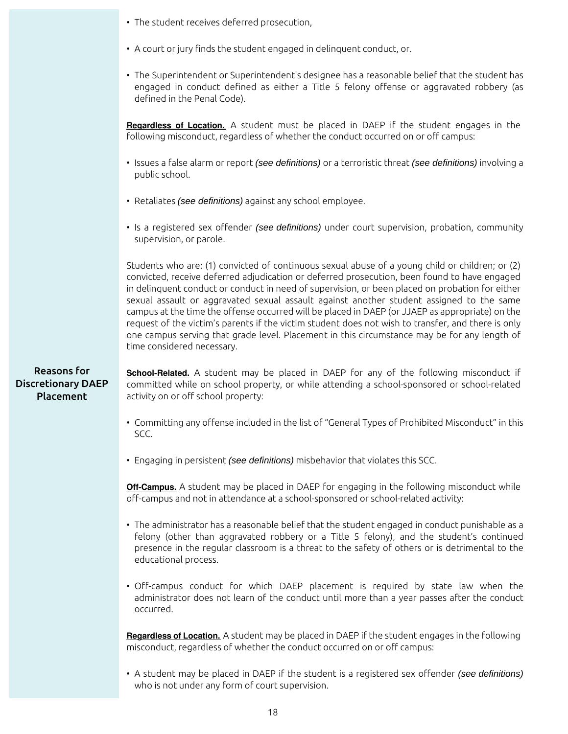- The student receives deferred prosecution,
- A court or jury finds the student engaged in delinquent conduct, or.
- The Superintendent or Superintendent's designee has a reasonable belief that the student has engaged in conduct defined as either a Title 5 felony offense or aggravated robbery (as defined in the Penal Code).

**Regardless of Location.** A student must be placed in DAEP if the student engages in the following misconduct, regardless of whether the conduct occurred on or off campus:

- Issues a false alarm or report *(see definitions)* or a terroristic threat *(see definitions)* involving a public school.
- Retaliates *(see definitions)* against any school employee.
- Is a registered sex offender *(see definitions)* under court supervision, probation, community supervision, or parole.

Students who are: (1) convicted of continuous sexual abuse of a young child or children; or (2) convicted, receive deferred adjudication or deferred prosecution, been found to have engaged in delinquent conduct or conduct in need of supervision, or been placed on probation for either sexual assault or aggravated sexual assault against another student assigned to the same campus at the time the offense occurred will be placed in DAEP (or JJAEP as appropriate) on the request of the victim's parents if the victim student does not wish to transfer, and there is only one campus serving that grade level. Placement in this circumstance may be for any length of time considered necessary.

## Reasons for Discretionary DAEP Placement

**School-Related.** A student may be placed in DAEP for any of the following misconduct if committed while on school property, or while attending a school-sponsored or school-related activity on or off school property:

- Committing any offense included in the list of "General Types of Prohibited Misconduct" in this SCC.
- Engaging in persistent *(see definitions)* misbehavior that violates this SCC.

**Off-Campus.** A student may be placed in DAEP for engaging in the following misconduct while off-campus and not in attendance at a school-sponsored or school-related activity:

- The administrator has a reasonable belief that the student engaged in conduct punishable as a felony (other than aggravated robbery or a Title 5 felony), and the student's continued presence in the regular classroom is a threat to the safety of others or is detrimental to the educational process.
- Off-campus conduct for which DAEP placement is required by state law when the administrator does not learn of the conduct until more than a year passes after the conduct occurred.

**Regardless of Location.** A student may be placed in DAEP if the student engages in the following misconduct, regardless of whether the conduct occurred on or off campus:

- A student may be placed in DAEP if the student is a registered sex offender *(see definitions)* who is not under any form of court supervision.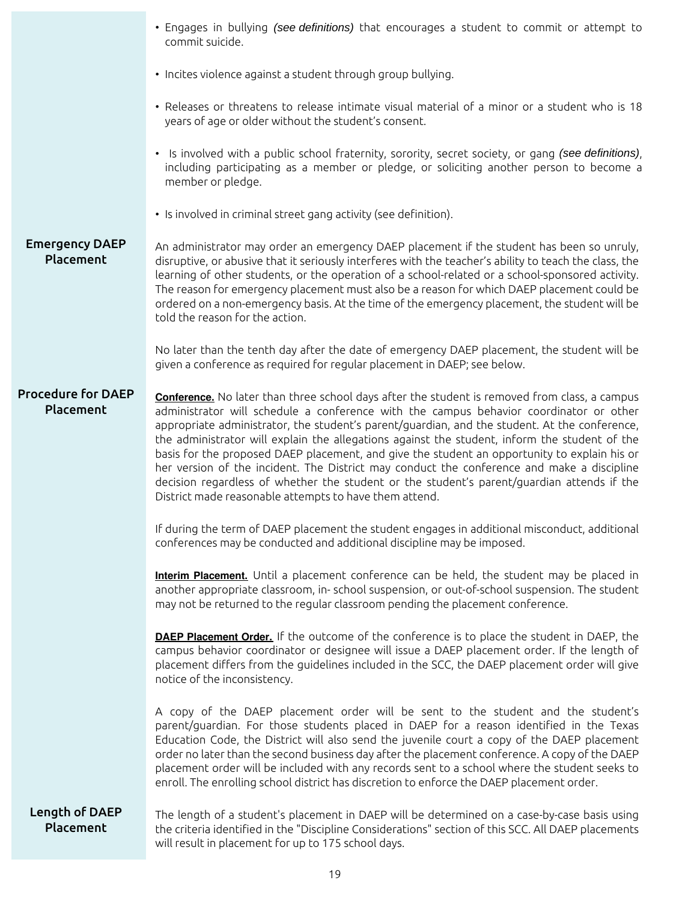- Engages in bullying *(see definitions)* that encourages a student to commit or attempt to commit suicide.

- Incites violence against a student through group bullying.

- Releases or threatens to release intimate visual material of a minor or a student who is 18 years of age or older without the student's consent.

- Is involved with a public school fraternity, sorority, secret society, or gang *(see definitions)*, including participating as a member or pledge, or soliciting another person to become a member or pledge.

- Is involved in criminal street gang activity (see definition).

## Emergency DAEP Placement

An administrator may order an emergency DAEP placement if the student has been so unruly, disruptive, or abusive that it seriously interferes with the teacher's ability to teach the class, the learning of other students, or the operation of a school-related or a school-sponsored activity. The reason for emergency placement must also be a reason for which DAEP placement could be ordered on a non-emergency basis. At the time of the emergency placement, the student will be told the reason for the action.

No later than the tenth day after the date of emergency DAEP placement, the student will be given a conference as required for regular placement in DAEP; see below.

## Procedure for DAEP Placement

**Conference.** No later than three school days after the student is removed from class, a campus administrator will schedule a conference with the campus behavior coordinator or other appropriate administrator, the student's parent/guardian, and the student. At the conference, the administrator will explain the allegations against the student, inform the student of the basis for the proposed DAEP placement, and give the student an opportunity to explain his or her version of the incident. The District may conduct the conference and make a discipline decision regardless of whether the student or the student's parent/guardian attends if the District made reasonable attempts to have them attend.

If during the term of DAEP placement the student engages in additional misconduct, additional conferences may be conducted and additional discipline may be imposed.

**Interim Placement.** Until a placement conference can be held, the student may be placed in another appropriate classroom, in- school suspension, or out-of-school suspension. The student may not be returned to the regular classroom pending the placement conference.

**DAEP Placement Order.** If the outcome of the conference is to place the student in DAEP, the campus behavior coordinator or designee will issue a DAEP placement order. If the length of placement differs from the guidelines included in the SCC, the DAEP placement order will give notice of the inconsistency.

A copy of the DAEP placement order will be sent to the student and the student's parent/guardian. For those students placed in DAEP for a reason identified in the Texas Education Code, the District will also send the juvenile court a copy of the DAEP placement order no later than the second business day after the placement conference. A copy of the DAEP placement order will be included with any records sent to a school where the student seeks to enroll. The enrolling school district has discretion to enforce the DAEP placement order.

## Length of DAEP Placement

The length of a student's placement in DAEP will be determined on a case-by-case basis using the criteria identified in the "Discipline Considerations" section of this SCC. All DAEP placements will result in placement for up to 175 school days.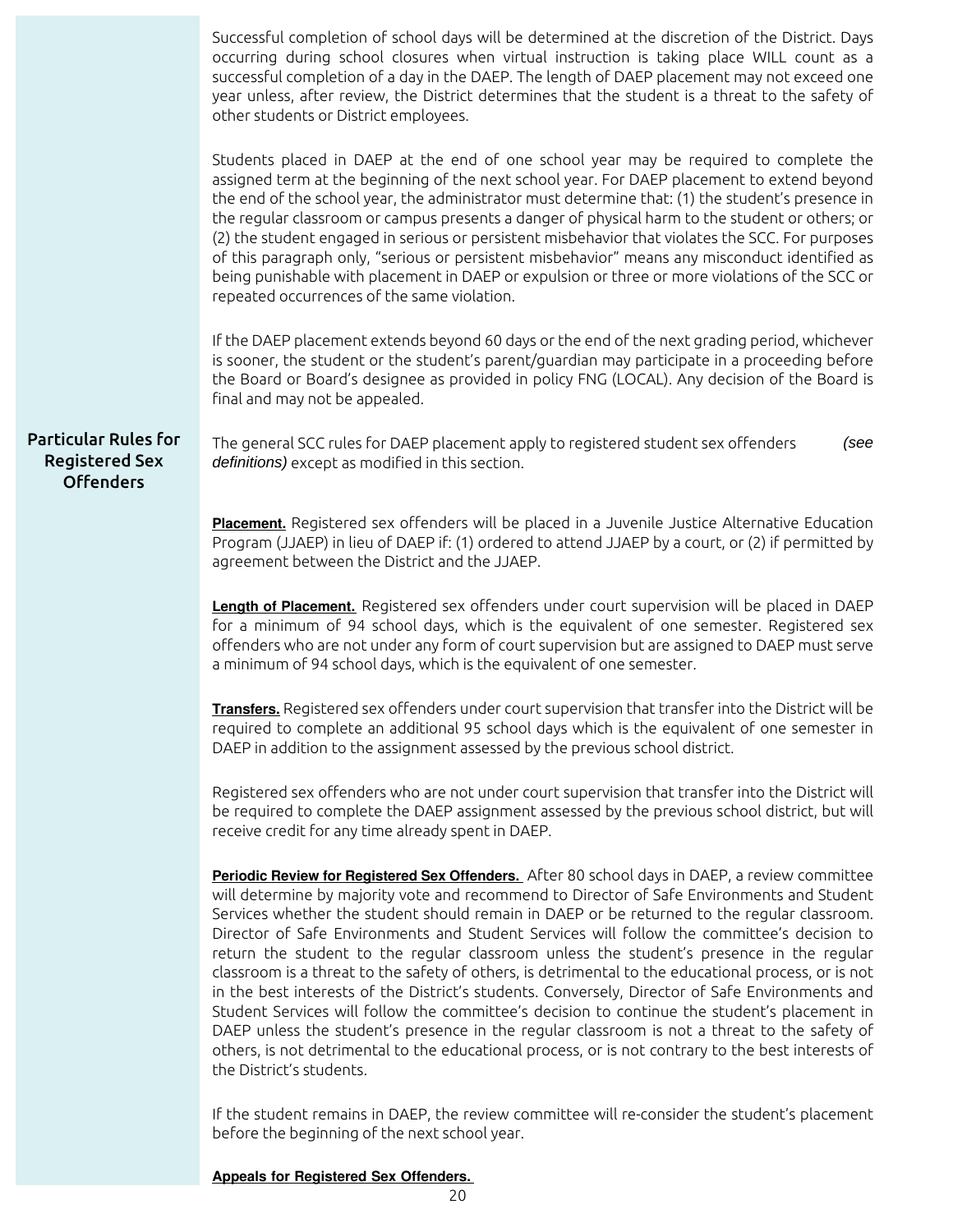Successful completion of school days will be determined at the discretion of the District. Days occurring during school closures when virtual instruction is taking place WILL count as a successful completion of a day in the DAEP. The length of DAEP placement may not exceed one year unless, after review, the District determines that the student is a threat to the safety of other students or District employees.

Students placed in DAEP at the end of one school year may be required to complete the assigned term at the beginning of the next school year. For DAEP placement to extend beyond the end of the school year, the administrator must determine that: (1) the student's presence in the regular classroom or campus presents a danger of physical harm to the student or others; or (2) the student engaged in serious or persistent misbehavior that violates the SCC. For purposes of this paragraph only, "serious or persistent misbehavior" means any misconduct identified as being punishable with placement in DAEP or expulsion or three or more violations of the SCC or repeated occurrences of the same violation.

If the DAEP placement extends beyond 60 days or the end of the next grading period, whichever is sooner, the student or the student's parent/guardian may participate in a proceeding before the Board or Board's designee as provided in policy FNG (LOCAL). Any decision of the Board is final and may not be appealed.

## Particular Rules for Registered Sex Offenders

The general SCC rules for DAEP placement apply to registered student sex offenders *(see definitions)* except as modified in this section.

**Placement.** Registered sex offenders will be placed in a Juvenile Justice Alternative Education Program (JJAEP) in lieu of DAEP if: (1) ordered to attend JJAEP by a court, or (2) if permitted by agreement between the District and the JJAEP.

**Length of Placement.** Registered sex offenders under court supervision will be placed in DAEP for a minimum of 94 school days, which is the equivalent of one semester. Registered sex offenders who are not under any form of court supervision but are assigned to DAEP must serve a minimum of 94 school days, which is the equivalent of one semester.

**Transfers.** Registered sex offenders under court supervision that transfer into the District will be required to complete an additional 95 school days which is the equivalent of one semester in DAEP in addition to the assignment assessed by the previous school district.

Registered sex offenders who are not under court supervision that transfer into the District will be required to complete the DAEP assignment assessed by the previous school district, but will receive credit for any time already spent in DAEP.

**Periodic Review for Registered Sex Offenders.** After 80 school days in DAEP, a review committee will determine by majority vote and recommend to Director of Safe Environments and Student Services whether the student should remain in DAEP or be returned to the regular classroom. Director of Safe Environments and Student Services will follow the committee's decision to return the student to the regular classroom unless the student's presence in the regular classroom is a threat to the safety of others, is detrimental to the educational process, or is not in the best interests of the District's students. Conversely, Director of Safe Environments and Student Services will follow the committee's decision to continue the student's placement in DAEP unless the student's presence in the regular classroom is not a threat to the safety of others, is not detrimental to the educational process, or is not contrary to the best interests of the District's students.

If the student remains in DAEP, the review committee will re-consider the student's placement before the beginning of the next school year.

**Appeals for Registered Sex Offenders.**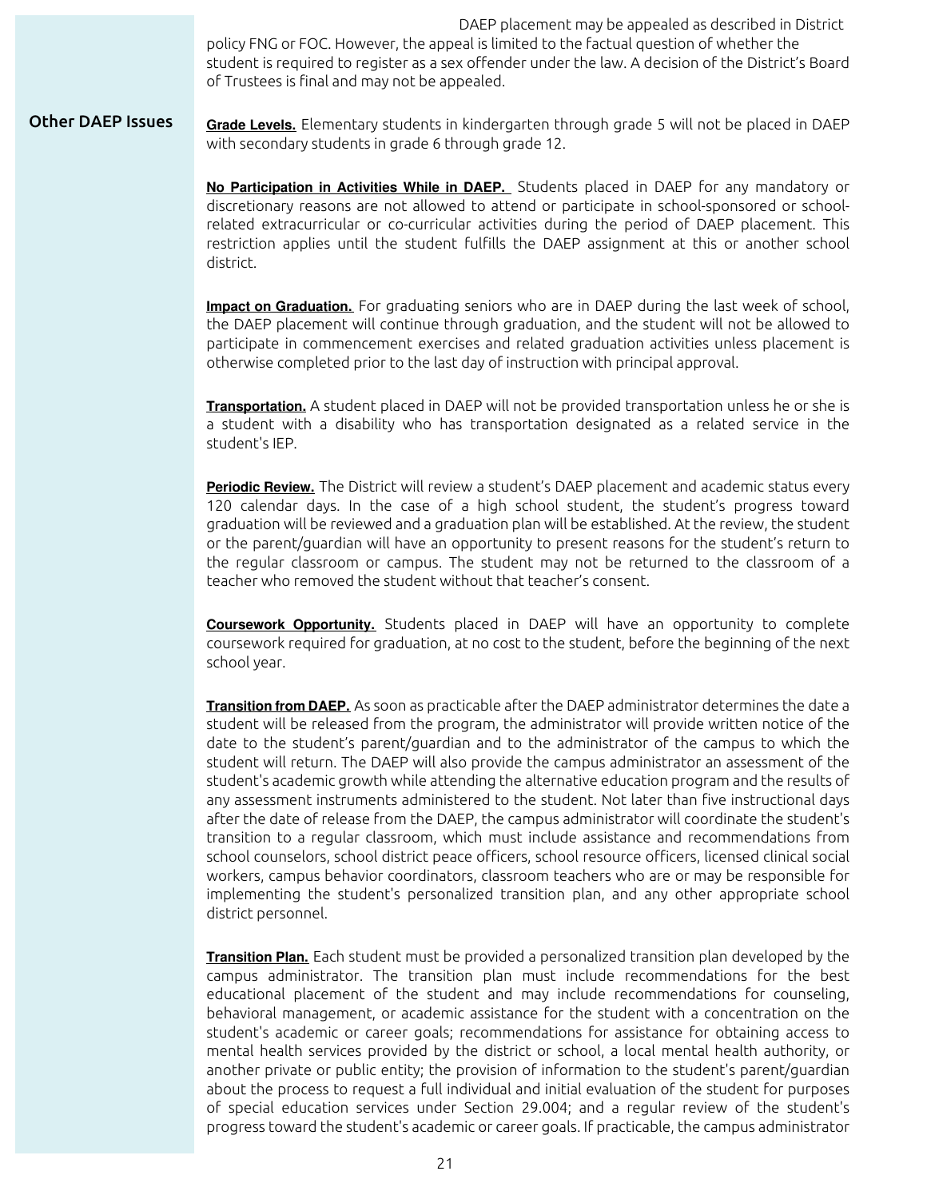DAEP placement may be appealed as described in District policy FNG or FOC. However, the appeal is limited to the factual question of whether the student is required to register as a sex offender under the law. A decision of the District's Board of Trustees is final and may not be appealed.

## Other DAEP Issues

**Grade Levels.** Elementary students in kindergarten through grade 5 will not be placed in DAEP with secondary students in grade 6 through grade 12.

**No Participation in Activities While in DAEP.** Students placed in DAEP for any mandatory or discretionary reasons are not allowed to attend or participate in school-sponsored or school-related extracurricular or co-curricular activities during the period of DAEP placement. This restriction applies until the student fulfills the DAEP assignment at this or another school district.

**Impact on Graduation.** For graduating seniors who are in DAEP during the last week of school, the DAEP placement will continue through graduation, and the student will not be allowed to participate in commencement exercises and related graduation activities unless placement is otherwise completed prior to the last day of instruction with principal approval.

**Transportation.** A student placed in DAEP will not be provided transportation unless he or she is a student with a disability who has transportation designated as a related service in the student's IEP.

**Periodic Review.** The District will review a student's DAEP placement and academic status every 120 calendar days. In the case of a high school student, the student's progress toward graduation will be reviewed and a graduation plan will be established. At the review, the student or the parent/guardian will have an opportunity to present reasons for the student's return to the regular classroom or campus. The student may not be returned to the classroom of a teacher who removed the student without that teacher's consent.

**Coursework Opportunity.** Students placed in DAEP will have an opportunity to complete coursework required for graduation, at no cost to the student, before the beginning of the next school year.

**Transition from DAEP.** As soon as practicable after the DAEP administrator determines the date a student will be released from the program, the administrator will provide written notice of the date to the student's parent/guardian and to the administrator of the campus to which the student will return. The DAEP will also provide the campus administrator an assessment of the student's academic growth while attending the alternative education program and the results of any assessment instruments administered to the student. Not later than five instructional days after the date of release from the DAEP, the campus administrator will coordinate the student's transition to a regular classroom, which must include assistance and recommendations from school counselors, school district peace officers, school resource officers, licensed clinical social workers, campus behavior coordinators, classroom teachers who are or may be responsible for implementing the student's personalized transition plan, and any other appropriate school district personnel.

**Transition Plan.** Each student must be provided a personalized transition plan developed by the campus administrator. The transition plan must include recommendations for the best educational placement of the student and may include recommendations for counseling, behavioral management, or academic assistance for the student with a concentration on the student's academic or career goals; recommendations for assistance for obtaining access to mental health services provided by the district or school, a local mental health authority, or another private or public entity; the provision of information to the student's parent/guardian about the process to request a full individual and initial evaluation of the student for purposes of special education services under Section 29.004; and a regular review of the student's progress toward the student's academic or career goals. If practicable, the campus administrator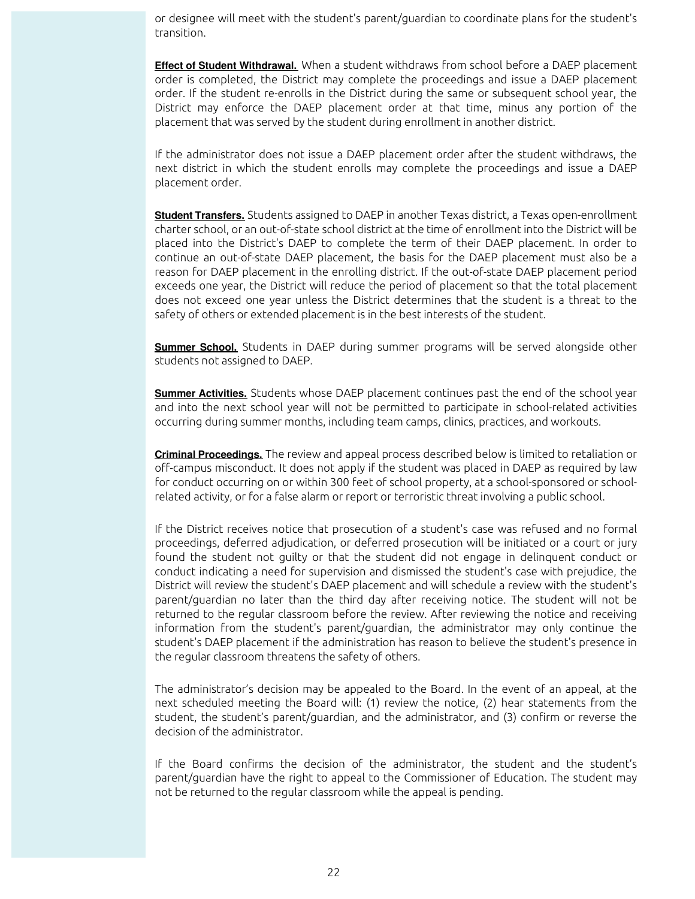or designee will meet with the student's parent/guardian to coordinate plans for the student's transition.

**Effect of Student Withdrawal.** When a student withdraws from school before a DAEP placement order is completed, the District may complete the proceedings and issue a DAEP placement order. If the student re-enrolls in the District during the same or subsequent school year, the District may enforce the DAEP placement order at that time, minus any portion of the placement that was served by the student during enrollment in another district.

If the administrator does not issue a DAEP placement order after the student withdraws, the next district in which the student enrolls may complete the proceedings and issue a DAEP placement order.

**Student Transfers.** Students assigned to DAEP in another Texas district, a Texas open-enrollment charter school, or an out-of-state school district at the time of enrollment into the District will be placed into the District's DAEP to complete the term of their DAEP placement. In order to continue an out-of-state DAEP placement, the basis for the DAEP placement must also be a reason for DAEP placement in the enrolling district. If the out-of-state DAEP placement period exceeds one year, the District will reduce the period of placement so that the total placement does not exceed one year unless the District determines that the student is a threat to the safety of others or extended placement is in the best interests of the student.

**Summer School.** Students in DAEP during summer programs will be served alongside other students not assigned to DAEP.

**Summer Activities.** Students whose DAEP placement continues past the end of the school year and into the next school year will not be permitted to participate in school-related activities occurring during summer months, including team camps, clinics, practices, and workouts.

**Criminal Proceedings.** The review and appeal process described below is limited to retaliation or off-campus misconduct. It does not apply if the student was placed in DAEP as required by law for conduct occurring on or within 300 feet of school property, at a school-sponsored or school-related activity, or for a false alarm or report or terroristic threat involving a public school.

If the District receives notice that prosecution of a student's case was refused and no formal proceedings, deferred adjudication, or deferred prosecution will be initiated or a court or jury found the student not guilty or that the student did not engage in delinquent conduct or conduct indicating a need for supervision and dismissed the student's case with prejudice, the District will review the student's DAEP placement and will schedule a review with the student's parent/guardian no later than the third day after receiving notice. The student will not be returned to the regular classroom before the review. After reviewing the notice and receiving information from the student's parent/guardian, the administrator may only continue the student's DAEP placement if the administration has reason to believe the student's presence in the regular classroom threatens the safety of others.

The administrator's decision may be appealed to the Board. In the event of an appeal, at the next scheduled meeting the Board will: (1) review the notice, (2) hear statements from the student, the student's parent/guardian, and the administrator, and (3) confirm or reverse the decision of the administrator.

If the Board confirms the decision of the administrator, the student and the student's parent/guardian have the right to appeal to the Commissioner of Education. The student may not be returned to the regular classroom while the appeal is pending.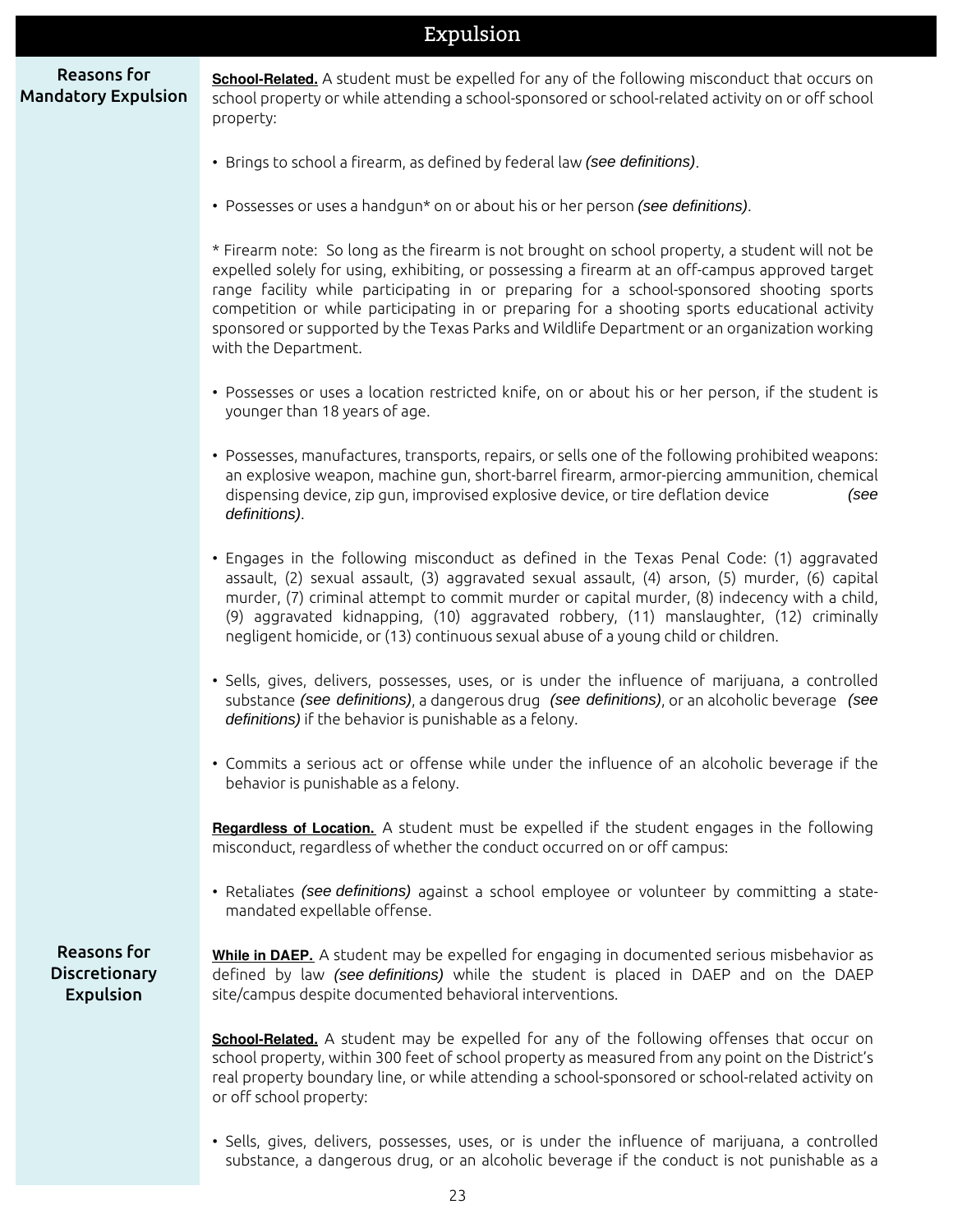# Expulsion

## Reasons for Mandatory Expulsion

**School-Related.** A student must be expelled for any of the following misconduct that occurs on school property or while attending a school-sponsored or school-related activity on or off school property:

- Brings to school a firearm, as defined by federal law *(see definitions)*.
- Possesses or uses a handgun* on or about his or her person *(see definitions)*.

  * Firearm note: So long as the firearm is not brought on school property, a student will not be expelled solely for using, exhibiting, or possessing a firearm at an off-campus approved target range facility while participating in or preparing for a school-sponsored shooting sports competition or while participating in or preparing for a shooting sports educational activity sponsored or supported by the Texas Parks and Wildlife Department or an organization working with the Department.

- Possesses or uses a location restricted knife, on or about his or her person, if the student is younger than 18 years of age.
- Possesses, manufactures, transports, repairs, or sells one of the following prohibited weapons: an explosive weapon, machine gun, short-barrel firearm, armor-piercing ammunition, chemical dispensing device, zip gun, improvised explosive device, or tire deflation device *(see definitions)*.
- Engages in the following misconduct as defined in the Texas Penal Code: (1) aggravated assault, (2) sexual assault, (3) aggravated sexual assault, (4) arson, (5) murder, (6) capital murder, (7) criminal attempt to commit murder or capital murder, (8) indecency with a child, (9) aggravated kidnapping, (10) aggravated robbery, (11) manslaughter, (12) criminally negligent homicide, or (13) continuous sexual abuse of a young child or children.
- Sells, gives, delivers, possesses, uses, or is under the influence of marijuana, a controlled substance *(see definitions)*, a dangerous drug *(see definitions)*, or an alcoholic beverage *(see definitions)* if the behavior is punishable as a felony.
- Commits a serious act or offense while under the influence of an alcoholic beverage if the behavior is punishable as a felony.

**Regardless of Location.** A student must be expelled if the student engages in the following misconduct, regardless of whether the conduct occurred on or off campus:

- Retaliates *(see definitions)* against a school employee or volunteer by committing a state-mandated expellable offense.

## Reasons for Discretionary Expulsion

**While in DAEP.** A student may be expelled for engaging in documented serious misbehavior as defined by law *(see definitions)* while the student is placed in DAEP and on the DAEP site/campus despite documented behavioral interventions.

**School-Related.** A student may be expelled for any of the following offenses that occur on school property, within 300 feet of school property as measured from any point on the District's real property boundary line, or while attending a school-sponsored or school-related activity on or off school property:

- Sells, gives, delivers, possesses, uses, or is under the influence of marijuana, a controlled substance, a dangerous drug, or an alcoholic beverage if the conduct is not punishable as a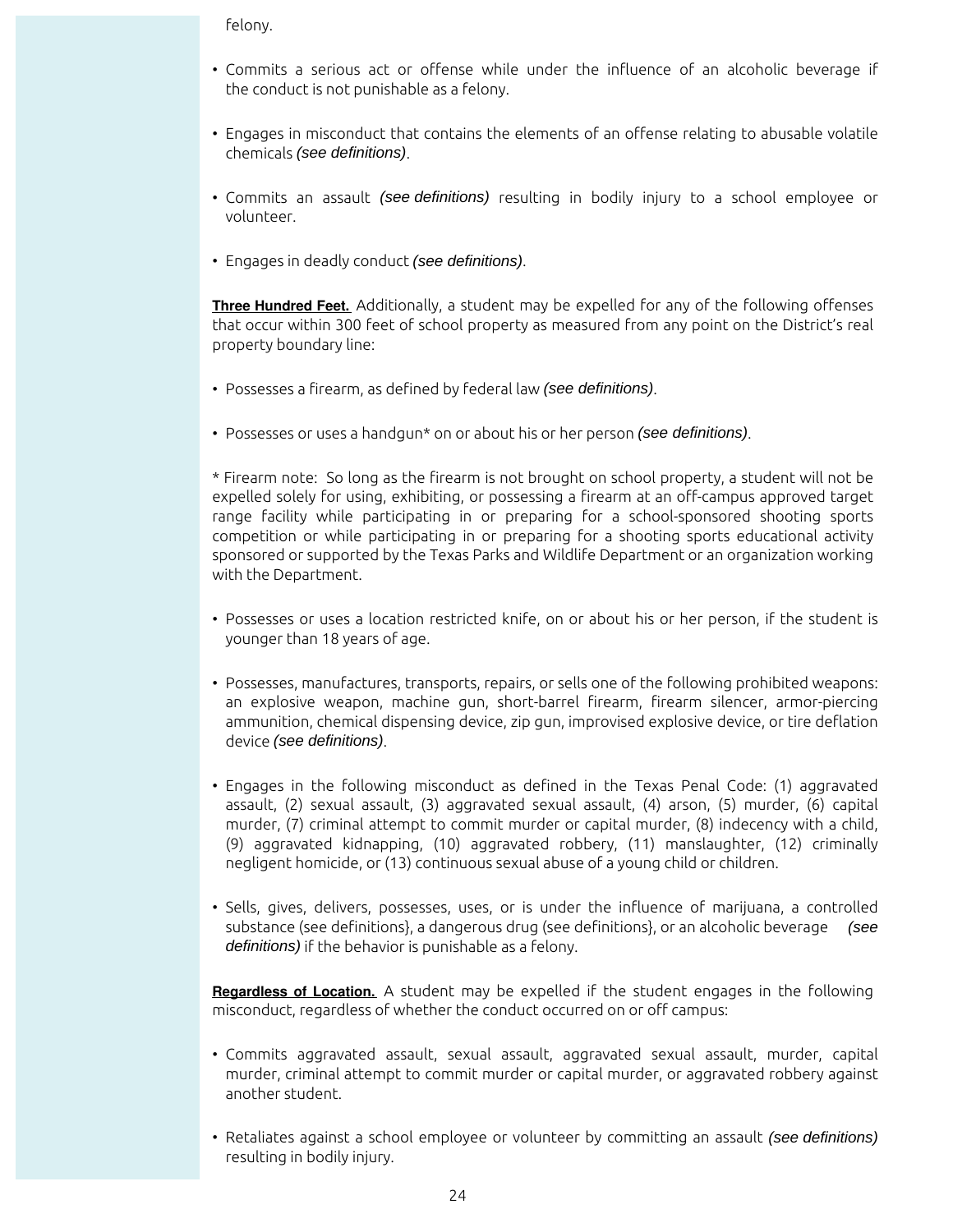felony.

- Commits a serious act or offense while under the influence of an alcoholic beverage if the conduct is not punishable as a felony.

- Engages in misconduct that contains the elements of an offense relating to abusable volatile chemicals *(see definitions)*.

- Commits an assault *(see definitions)* resulting in bodily injury to a school employee or volunteer.

- Engages in deadly conduct *(see definitions)*.

**Three Hundred Feet.** Additionally, a student may be expelled for any of the following offenses that occur within 300 feet of school property as measured from any point on the District's real property boundary line:

- Possesses a firearm, as defined by federal law *(see definitions)*.

- Possesses or uses a handgun* on or about his or her person *(see definitions)*.

* Firearm note: So long as the firearm is not brought on school property, a student will not be expelled solely for using, exhibiting, or possessing a firearm at an off-campus approved target range facility while participating in or preparing for a school-sponsored shooting sports competition or while participating in or preparing for a shooting sports educational activity sponsored or supported by the Texas Parks and Wildlife Department or an organization working with the Department.

- Possesses or uses a location restricted knife, on or about his or her person, if the student is younger than 18 years of age.

- Possesses, manufactures, transports, repairs, or sells one of the following prohibited weapons: an explosive weapon, machine gun, short-barrel firearm, firearm silencer, armor-piercing ammunition, chemical dispensing device, zip gun, improvised explosive device, or tire deflation device *(see definitions)*.

- Engages in the following misconduct as defined in the Texas Penal Code: (1) aggravated assault, (2) sexual assault, (3) aggravated sexual assault, (4) arson, (5) murder, (6) capital murder, (7) criminal attempt to commit murder or capital murder, (8) indecency with a child, (9) aggravated kidnapping, (10) aggravated robbery, (11) manslaughter, (12) criminally negligent homicide, or (13) continuous sexual abuse of a young child or children.

- Sells, gives, delivers, possesses, uses, or is under the influence of marijuana, a controlled substance (see definitions}, a dangerous drug (see definitions}, or an alcoholic beverage *(see definitions)* if the behavior is punishable as a felony.

**Regardless of Location.** A student may be expelled if the student engages in the following misconduct, regardless of whether the conduct occurred on or off campus:

- Commits aggravated assault, sexual assault, aggravated sexual assault, murder, capital murder, criminal attempt to commit murder or capital murder, or aggravated robbery against another student.

- Retaliates against a school employee or volunteer by committing an assault *(see definitions)* resulting in bodily injury.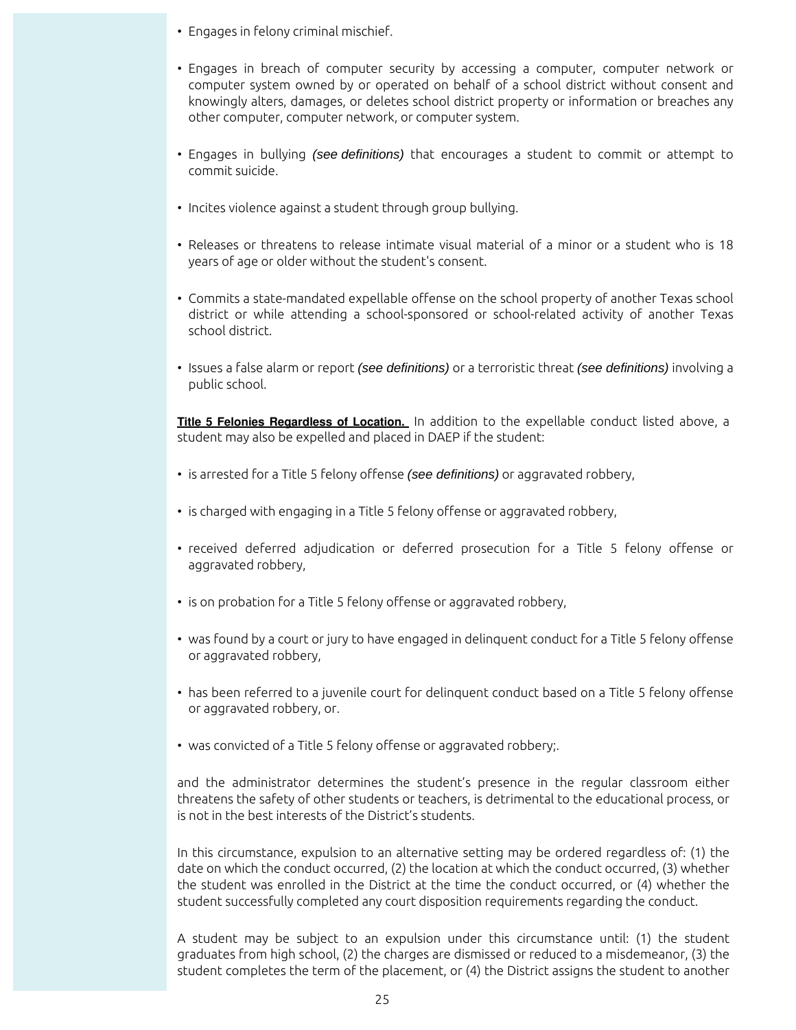- Engages in felony criminal mischief.

- Engages in breach of computer security by accessing a computer, computer network or computer system owned by or operated on behalf of a school district without consent and knowingly alters, damages, or deletes school district property or information or breaches any other computer, computer network, or computer system.

- Engages in bullying *(see definitions)* that encourages a student to commit or attempt to commit suicide.

- Incites violence against a student through group bullying.

- Releases or threatens to release intimate visual material of a minor or a student who is 18 years of age or older without the student's consent.

- Commits a state-mandated expellable offense on the school property of another Texas school district or while attending a school-sponsored or school-related activity of another Texas school district.

- Issues a false alarm or report *(see definitions)* or a terroristic threat *(see definitions)* involving a public school.

**Title 5 Felonies Regardless of Location.** In addition to the expellable conduct listed above, a student may also be expelled and placed in DAEP if the student:

- is arrested for a Title 5 felony offense *(see definitions)* or aggravated robbery,

- is charged with engaging in a Title 5 felony offense or aggravated robbery,

- received deferred adjudication or deferred prosecution for a Title 5 felony offense or aggravated robbery,

- is on probation for a Title 5 felony offense or aggravated robbery,

- was found by a court or jury to have engaged in delinquent conduct for a Title 5 felony offense or aggravated robbery,

- has been referred to a juvenile court for delinquent conduct based on a Title 5 felony offense or aggravated robbery, or.

- was convicted of a Title 5 felony offense or aggravated robbery;.

and the administrator determines the student's presence in the regular classroom either threatens the safety of other students or teachers, is detrimental to the educational process, or is not in the best interests of the District's students.

In this circumstance, expulsion to an alternative setting may be ordered regardless of: (1) the date on which the conduct occurred, (2) the location at which the conduct occurred, (3) whether the student was enrolled in the District at the time the conduct occurred, or (4) whether the student successfully completed any court disposition requirements regarding the conduct.

A student may be subject to an expulsion under this circumstance until: (1) the student graduates from high school, (2) the charges are dismissed or reduced to a misdemeanor, (3) the student completes the term of the placement, or (4) the District assigns the student to another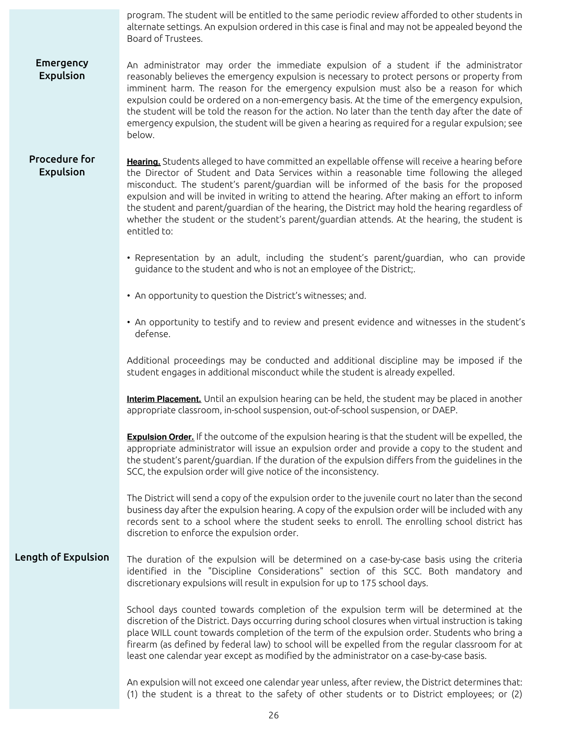program. The student will be entitled to the same periodic review afforded to other students in alternate settings. An expulsion ordered in this case is final and may not be appealed beyond the Board of Trustees.

## Emergency Expulsion

An administrator may order the immediate expulsion of a student if the administrator reasonably believes the emergency expulsion is necessary to protect persons or property from imminent harm. The reason for the emergency expulsion must also be a reason for which expulsion could be ordered on a non-emergency basis. At the time of the emergency expulsion, the student will be told the reason for the action. No later than the tenth day after the date of emergency expulsion, the student will be given a hearing as required for a regular expulsion; see below.

## Procedure for Expulsion

**Hearing.** Students alleged to have committed an expellable offense will receive a hearing before the Director of Student and Data Services within a reasonable time following the alleged misconduct. The student's parent/guardian will be informed of the basis for the proposed expulsion and will be invited in writing to attend the hearing. After making an effort to inform the student and parent/guardian of the hearing, the District may hold the hearing regardless of whether the student or the student's parent/guardian attends. At the hearing, the student is entitled to:

- Representation by an adult, including the student's parent/guardian, who can provide guidance to the student and who is not an employee of the District;.
- An opportunity to question the District's witnesses; and.
- An opportunity to testify and to review and present evidence and witnesses in the student's defense.

Additional proceedings may be conducted and additional discipline may be imposed if the student engages in additional misconduct while the student is already expelled.

**Interim Placement.** Until an expulsion hearing can be held, the student may be placed in another appropriate classroom, in-school suspension, out-of-school suspension, or DAEP.

**Expulsion Order.** If the outcome of the expulsion hearing is that the student will be expelled, the appropriate administrator will issue an expulsion order and provide a copy to the student and the student's parent/guardian. If the duration of the expulsion differs from the guidelines in the SCC, the expulsion order will give notice of the inconsistency.

The District will send a copy of the expulsion order to the juvenile court no later than the second business day after the expulsion hearing. A copy of the expulsion order will be included with any records sent to a school where the student seeks to enroll. The enrolling school district has discretion to enforce the expulsion order.

## Length of Expulsion

The duration of the expulsion will be determined on a case-by-case basis using the criteria identified in the "Discipline Considerations" section of this SCC. Both mandatory and discretionary expulsions will result in expulsion for up to 175 school days.

School days counted towards completion of the expulsion term will be determined at the discretion of the District. Days occurring during school closures when virtual instruction is taking place WILL count towards completion of the term of the expulsion order. Students who bring a firearm (as defined by federal law) to school will be expelled from the regular classroom for at least one calendar year except as modified by the administrator on a case-by-case basis.

An expulsion will not exceed one calendar year unless, after review, the District determines that: (1) the student is a threat to the safety of other students or to District employees; or (2)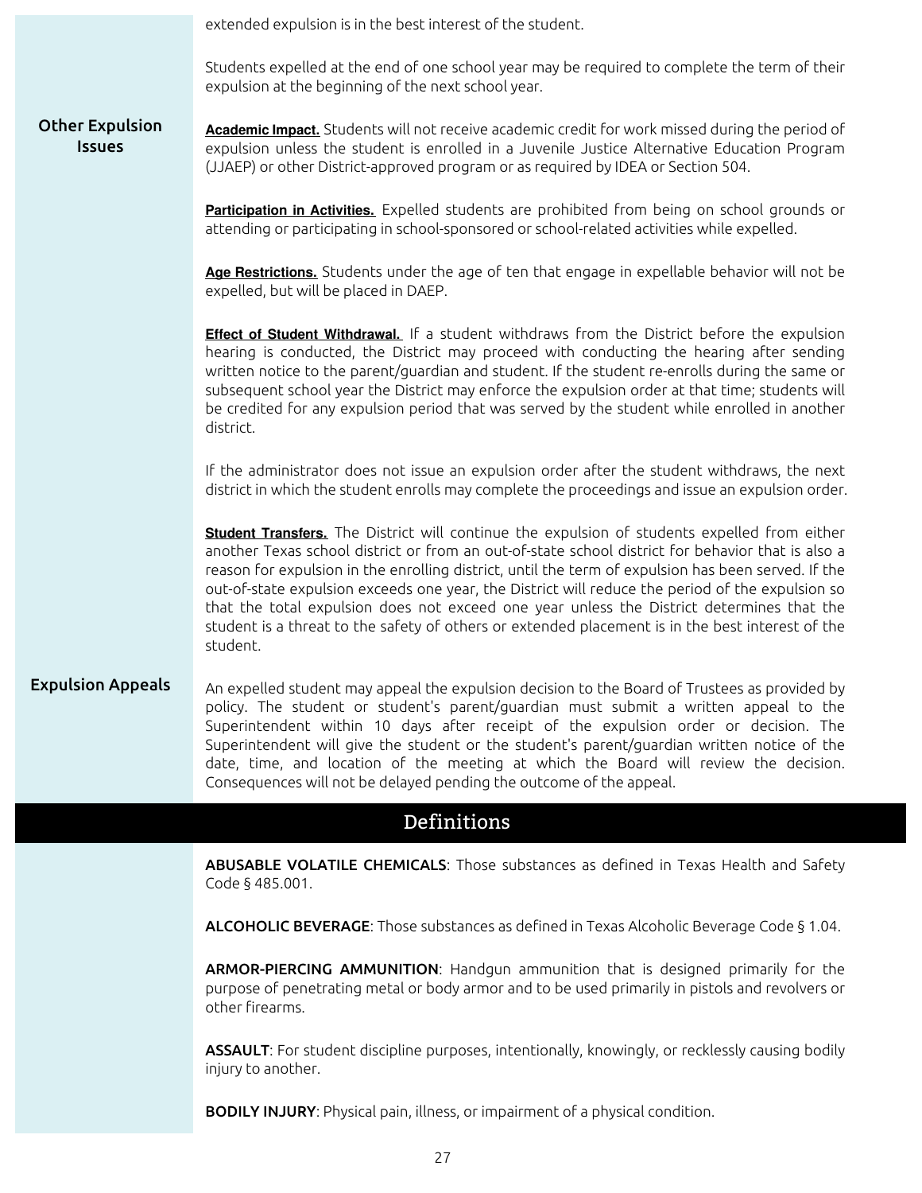extended expulsion is in the best interest of the student.

Students expelled at the end of one school year may be required to complete the term of their expulsion at the beginning of the next school year.

### Other Expulsion Issues

**Academic Impact.** Students will not receive academic credit for work missed during the period of expulsion unless the student is enrolled in a Juvenile Justice Alternative Education Program (JJAEP) or other District-approved program or as required by IDEA or Section 504.

**Participation in Activities.** Expelled students are prohibited from being on school grounds or attending or participating in school-sponsored or school-related activities while expelled.

**Age Restrictions.** Students under the age of ten that engage in expellable behavior will not be expelled, but will be placed in DAEP.

**Effect of Student Withdrawal.** If a student withdraws from the District before the expulsion hearing is conducted, the District may proceed with conducting the hearing after sending written notice to the parent/guardian and student. If the student re-enrolls during the same or subsequent school year the District may enforce the expulsion order at that time; students will be credited for any expulsion period that was served by the student while enrolled in another district.

If the administrator does not issue an expulsion order after the student withdraws, the next district in which the student enrolls may complete the proceedings and issue an expulsion order.

**Student Transfers.** The District will continue the expulsion of students expelled from either another Texas school district or from an out-of-state school district for behavior that is also a reason for expulsion in the enrolling district, until the term of expulsion has been served. If the out-of-state expulsion exceeds one year, the District will reduce the period of the expulsion so that the total expulsion does not exceed one year unless the District determines that the student is a threat to the safety of others or extended placement is in the best interest of the student.

### Expulsion Appeals

An expelled student may appeal the expulsion decision to the Board of Trustees as provided by policy. The student or student's parent/guardian must submit a written appeal to the Superintendent within 10 days after receipt of the expulsion order or decision. The Superintendent will give the student or the student's parent/guardian written notice of the date, time, and location of the meeting at which the Board will review the decision. Consequences will not be delayed pending the outcome of the appeal.

## Definitions

**ABUSABLE VOLATILE CHEMICALS**: Those substances as defined in Texas Health and Safety Code § 485.001.

**ALCOHOLIC BEVERAGE**: Those substances as defined in Texas Alcoholic Beverage Code § 1.04.

**ARMOR-PIERCING AMMUNITION**: Handgun ammunition that is designed primarily for the purpose of penetrating metal or body armor and to be used primarily in pistols and revolvers or other firearms.

**ASSAULT**: For student discipline purposes, intentionally, knowingly, or recklessly causing bodily injury to another.

**BODILY INJURY**: Physical pain, illness, or impairment of a physical condition.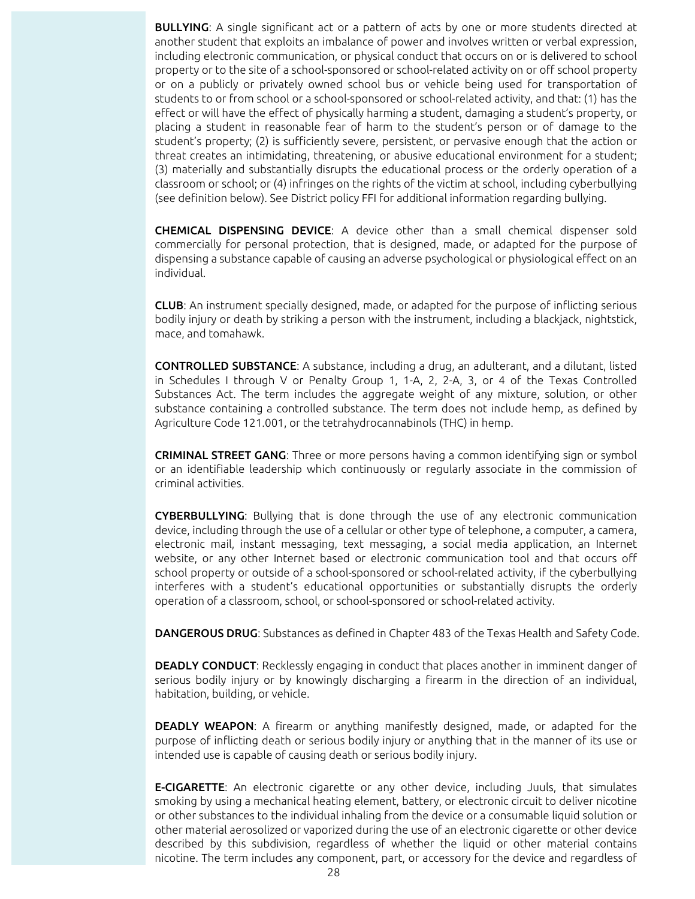**BULLYING**: A single significant act or a pattern of acts by one or more students directed at another student that exploits an imbalance of power and involves written or verbal expression, including electronic communication, or physical conduct that occurs on or is delivered to school property or to the site of a school-sponsored or school-related activity on or off school property or on a publicly or privately owned school bus or vehicle being used for transportation of students to or from school or a school-sponsored or school-related activity, and that: (1) has the effect or will have the effect of physically harming a student, damaging a student's property, or placing a student in reasonable fear of harm to the student's person or of damage to the student's property; (2) is sufficiently severe, persistent, or pervasive enough that the action or threat creates an intimidating, threatening, or abusive educational environment for a student; (3) materially and substantially disrupts the educational process or the orderly operation of a classroom or school; or (4) infringes on the rights of the victim at school, including cyberbullying (see definition below). See District policy FFI for additional information regarding bullying.

**CHEMICAL DISPENSING DEVICE**: A device other than a small chemical dispenser sold commercially for personal protection, that is designed, made, or adapted for the purpose of dispensing a substance capable of causing an adverse psychological or physiological effect on an individual.

**CLUB**: An instrument specially designed, made, or adapted for the purpose of inflicting serious bodily injury or death by striking a person with the instrument, including a blackjack, nightstick, mace, and tomahawk.

**CONTROLLED SUBSTANCE**: A substance, including a drug, an adulterant, and a dilutant, listed in Schedules I through V or Penalty Group 1, 1-A, 2, 2-A, 3, or 4 of the Texas Controlled Substances Act. The term includes the aggregate weight of any mixture, solution, or other substance containing a controlled substance. The term does not include hemp, as defined by Agriculture Code 121.001, or the tetrahydrocannabinols (THC) in hemp.

**CRIMINAL STREET GANG**: Three or more persons having a common identifying sign or symbol or an identifiable leadership which continuously or regularly associate in the commission of criminal activities.

**CYBERBULLYING**: Bullying that is done through the use of any electronic communication device, including through the use of a cellular or other type of telephone, a computer, a camera, electronic mail, instant messaging, text messaging, a social media application, an Internet website, or any other Internet based or electronic communication tool and that occurs off school property or outside of a school-sponsored or school-related activity, if the cyberbullying interferes with a student's educational opportunities or substantially disrupts the orderly operation of a classroom, school, or school-sponsored or school-related activity.

**DANGEROUS DRUG**: Substances as defined in Chapter 483 of the Texas Health and Safety Code.

**DEADLY CONDUCT**: Recklessly engaging in conduct that places another in imminent danger of serious bodily injury or by knowingly discharging a firearm in the direction of an individual, habitation, building, or vehicle.

**DEADLY WEAPON**: A firearm or anything manifestly designed, made, or adapted for the purpose of inflicting death or serious bodily injury or anything that in the manner of its use or intended use is capable of causing death or serious bodily injury.

**E-CIGARETTE**: An electronic cigarette or any other device, including Juuls, that simulates smoking by using a mechanical heating element, battery, or electronic circuit to deliver nicotine or other substances to the individual inhaling from the device or a consumable liquid solution or other material aerosolized or vaporized during the use of an electronic cigarette or other device described by this subdivision, regardless of whether the liquid or other material contains nicotine. The term includes any component, part, or accessory for the device and regardless of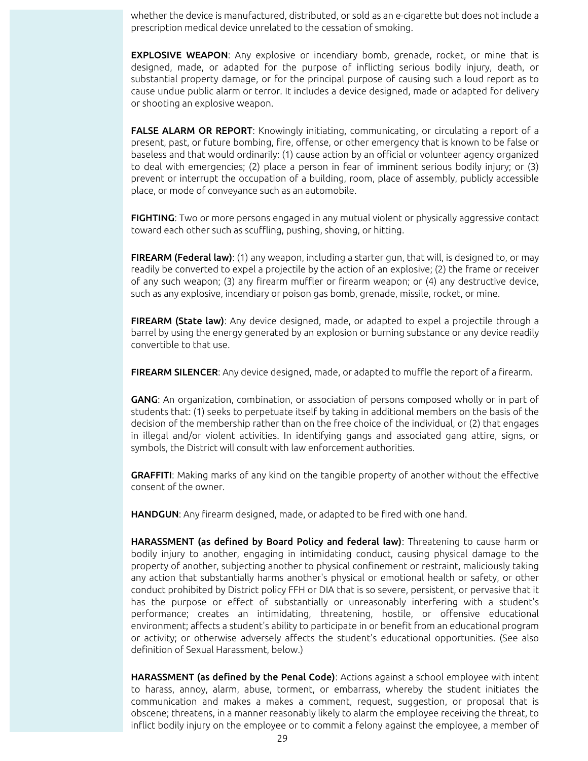whether the device is manufactured, distributed, or sold as an e-cigarette but does not include a prescription medical device unrelated to the cessation of smoking.

**EXPLOSIVE WEAPON**: Any explosive or incendiary bomb, grenade, rocket, or mine that is designed, made, or adapted for the purpose of inflicting serious bodily injury, death, or substantial property damage, or for the principal purpose of causing such a loud report as to cause undue public alarm or terror. It includes a device designed, made or adapted for delivery or shooting an explosive weapon.

**FALSE ALARM OR REPORT**: Knowingly initiating, communicating, or circulating a report of a present, past, or future bombing, fire, offense, or other emergency that is known to be false or baseless and that would ordinarily: (1) cause action by an official or volunteer agency organized to deal with emergencies; (2) place a person in fear of imminent serious bodily injury; or (3) prevent or interrupt the occupation of a building, room, place of assembly, publicly accessible place, or mode of conveyance such as an automobile.

**FIGHTING**: Two or more persons engaged in any mutual violent or physically aggressive contact toward each other such as scuffling, pushing, shoving, or hitting.

**FIREARM (Federal law)**: (1) any weapon, including a starter gun, that will, is designed to, or may readily be converted to expel a projectile by the action of an explosive; (2) the frame or receiver of any such weapon; (3) any firearm muffler or firearm weapon; or (4) any destructive device, such as any explosive, incendiary or poison gas bomb, grenade, missile, rocket, or mine.

**FIREARM (State law)**: Any device designed, made, or adapted to expel a projectile through a barrel by using the energy generated by an explosion or burning substance or any device readily convertible to that use.

**FIREARM SILENCER**: Any device designed, made, or adapted to muffle the report of a firearm.

**GANG**: An organization, combination, or association of persons composed wholly or in part of students that: (1) seeks to perpetuate itself by taking in additional members on the basis of the decision of the membership rather than on the free choice of the individual, or (2) that engages in illegal and/or violent activities. In identifying gangs and associated gang attire, signs, or symbols, the District will consult with law enforcement authorities.

**GRAFFITI**: Making marks of any kind on the tangible property of another without the effective consent of the owner.

**HANDGUN**: Any firearm designed, made, or adapted to be fired with one hand.

**HARASSMENT (as defined by Board Policy and federal law)**: Threatening to cause harm or bodily injury to another, engaging in intimidating conduct, causing physical damage to the property of another, subjecting another to physical confinement or restraint, maliciously taking any action that substantially harms another's physical or emotional health or safety, or other conduct prohibited by District policy FFH or DIA that is so severe, persistent, or pervasive that it has the purpose or effect of substantially or unreasonably interfering with a student's performance; creates an intimidating, threatening, hostile, or offensive educational environment; affects a student's ability to participate in or benefit from an educational program or activity; or otherwise adversely affects the student's educational opportunities. (See also definition of Sexual Harassment, below.)

**HARASSMENT (as defined by the Penal Code)**: Actions against a school employee with intent to harass, annoy, alarm, abuse, torment, or embarrass, whereby the student initiates the communication and makes a makes a comment, request, suggestion, or proposal that is obscene; threatens, in a manner reasonably likely to alarm the employee receiving the threat, to inflict bodily injury on the employee or to commit a felony against the employee, a member of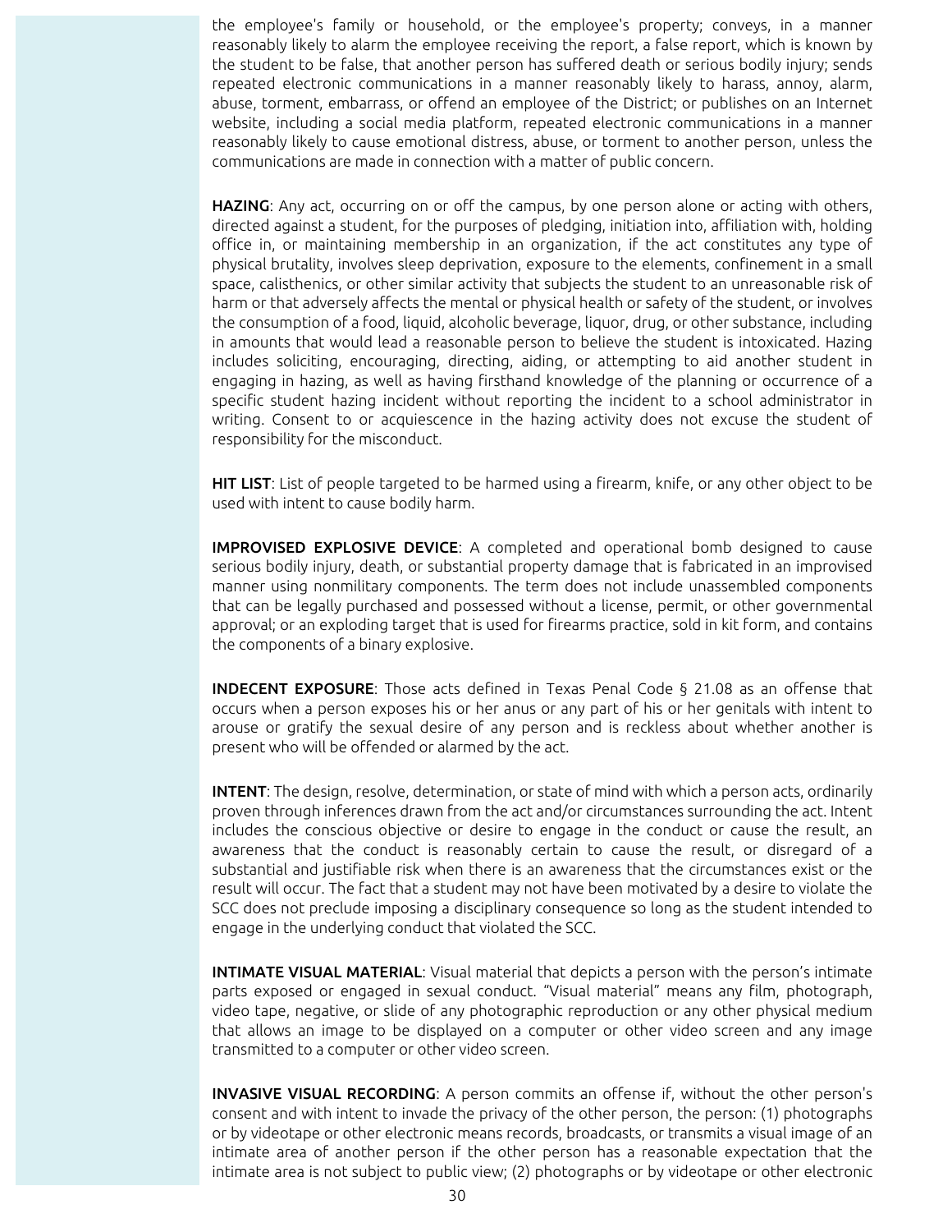the employee's family or household, or the employee's property; conveys, in a manner reasonably likely to alarm the employee receiving the report, a false report, which is known by the student to be false, that another person has suffered death or serious bodily injury; sends repeated electronic communications in a manner reasonably likely to harass, annoy, alarm, abuse, torment, embarrass, or offend an employee of the District; or publishes on an Internet website, including a social media platform, repeated electronic communications in a manner reasonably likely to cause emotional distress, abuse, or torment to another person, unless the communications are made in connection with a matter of public concern.

**HAZING**: Any act, occurring on or off the campus, by one person alone or acting with others, directed against a student, for the purposes of pledging, initiation into, affiliation with, holding office in, or maintaining membership in an organization, if the act constitutes any type of physical brutality, involves sleep deprivation, exposure to the elements, confinement in a small space, calisthenics, or other similar activity that subjects the student to an unreasonable risk of harm or that adversely affects the mental or physical health or safety of the student, or involves the consumption of a food, liquid, alcoholic beverage, liquor, drug, or other substance, including in amounts that would lead a reasonable person to believe the student is intoxicated. Hazing includes soliciting, encouraging, directing, aiding, or attempting to aid another student in engaging in hazing, as well as having firsthand knowledge of the planning or occurrence of a specific student hazing incident without reporting the incident to a school administrator in writing. Consent to or acquiescence in the hazing activity does not excuse the student of responsibility for the misconduct.

**HIT LIST**: List of people targeted to be harmed using a firearm, knife, or any other object to be used with intent to cause bodily harm.

**IMPROVISED EXPLOSIVE DEVICE**: A completed and operational bomb designed to cause serious bodily injury, death, or substantial property damage that is fabricated in an improvised manner using nonmilitary components. The term does not include unassembled components that can be legally purchased and possessed without a license, permit, or other governmental approval; or an exploding target that is used for firearms practice, sold in kit form, and contains the components of a binary explosive.

**INDECENT EXPOSURE**: Those acts defined in Texas Penal Code § 21.08 as an offense that occurs when a person exposes his or her anus or any part of his or her genitals with intent to arouse or gratify the sexual desire of any person and is reckless about whether another is present who will be offended or alarmed by the act.

**INTENT**: The design, resolve, determination, or state of mind with which a person acts, ordinarily proven through inferences drawn from the act and/or circumstances surrounding the act. Intent includes the conscious objective or desire to engage in the conduct or cause the result, an awareness that the conduct is reasonably certain to cause the result, or disregard of a substantial and justifiable risk when there is an awareness that the circumstances exist or the result will occur. The fact that a student may not have been motivated by a desire to violate the SCC does not preclude imposing a disciplinary consequence so long as the student intended to engage in the underlying conduct that violated the SCC.

**INTIMATE VISUAL MATERIAL**: Visual material that depicts a person with the person's intimate parts exposed or engaged in sexual conduct. "Visual material" means any film, photograph, video tape, negative, or slide of any photographic reproduction or any other physical medium that allows an image to be displayed on a computer or other video screen and any image transmitted to a computer or other video screen.

**INVASIVE VISUAL RECORDING**: A person commits an offense if, without the other person's consent and with intent to invade the privacy of the other person, the person: (1) photographs or by videotape or other electronic means records, broadcasts, or transmits a visual image of an intimate area of another person if the other person has a reasonable expectation that the intimate area is not subject to public view; (2) photographs or by videotape or other electronic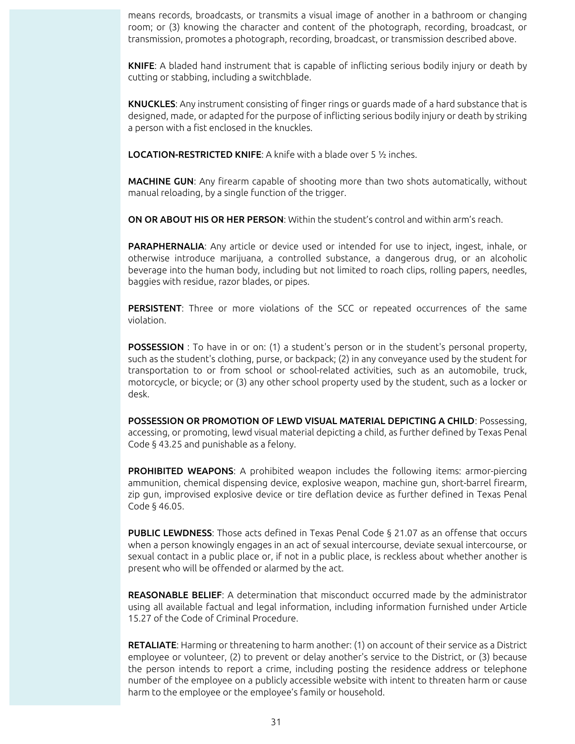means records, broadcasts, or transmits a visual image of another in a bathroom or changing room; or (3) knowing the character and content of the photograph, recording, broadcast, or transmission, promotes a photograph, recording, broadcast, or transmission described above.

**KNIFE**: A bladed hand instrument that is capable of inflicting serious bodily injury or death by cutting or stabbing, including a switchblade.

**KNUCKLES**: Any instrument consisting of finger rings or guards made of a hard substance that is designed, made, or adapted for the purpose of inflicting serious bodily injury or death by striking a person with a fist enclosed in the knuckles.

**LOCATION-RESTRICTED KNIFE**: A knife with a blade over 5 ½ inches.

**MACHINE GUN**: Any firearm capable of shooting more than two shots automatically, without manual reloading, by a single function of the trigger.

**ON OR ABOUT HIS OR HER PERSON**: Within the student's control and within arm's reach.

**PARAPHERNALIA**: Any article or device used or intended for use to inject, ingest, inhale, or otherwise introduce marijuana, a controlled substance, a dangerous drug, or an alcoholic beverage into the human body, including but not limited to roach clips, rolling papers, needles, baggies with residue, razor blades, or pipes.

**PERSISTENT**: Three or more violations of the SCC or repeated occurrences of the same violation.

**POSSESSION** : To have in or on: (1) a student's person or in the student's personal property, such as the student's clothing, purse, or backpack; (2) in any conveyance used by the student for transportation to or from school or school-related activities, such as an automobile, truck, motorcycle, or bicycle; or (3) any other school property used by the student, such as a locker or desk.

**POSSESSION OR PROMOTION OF LEWD VISUAL MATERIAL DEPICTING A CHILD**: Possessing, accessing, or promoting, lewd visual material depicting a child, as further defined by Texas Penal Code § 43.25 and punishable as a felony.

**PROHIBITED WEAPONS**: A prohibited weapon includes the following items: armor-piercing ammunition, chemical dispensing device, explosive weapon, machine gun, short-barrel firearm, zip gun, improvised explosive device or tire deflation device as further defined in Texas Penal Code § 46.05.

**PUBLIC LEWDNESS**: Those acts defined in Texas Penal Code § 21.07 as an offense that occurs when a person knowingly engages in an act of sexual intercourse, deviate sexual intercourse, or sexual contact in a public place or, if not in a public place, is reckless about whether another is present who will be offended or alarmed by the act.

**REASONABLE BELIEF**: A determination that misconduct occurred made by the administrator using all available factual and legal information, including information furnished under Article 15.27 of the Code of Criminal Procedure.

**RETALIATE**: Harming or threatening to harm another: (1) on account of their service as a District employee or volunteer, (2) to prevent or delay another's service to the District, or (3) because the person intends to report a crime, including posting the residence address or telephone number of the employee on a publicly accessible website with intent to threaten harm or cause harm to the employee or the employee's family or household.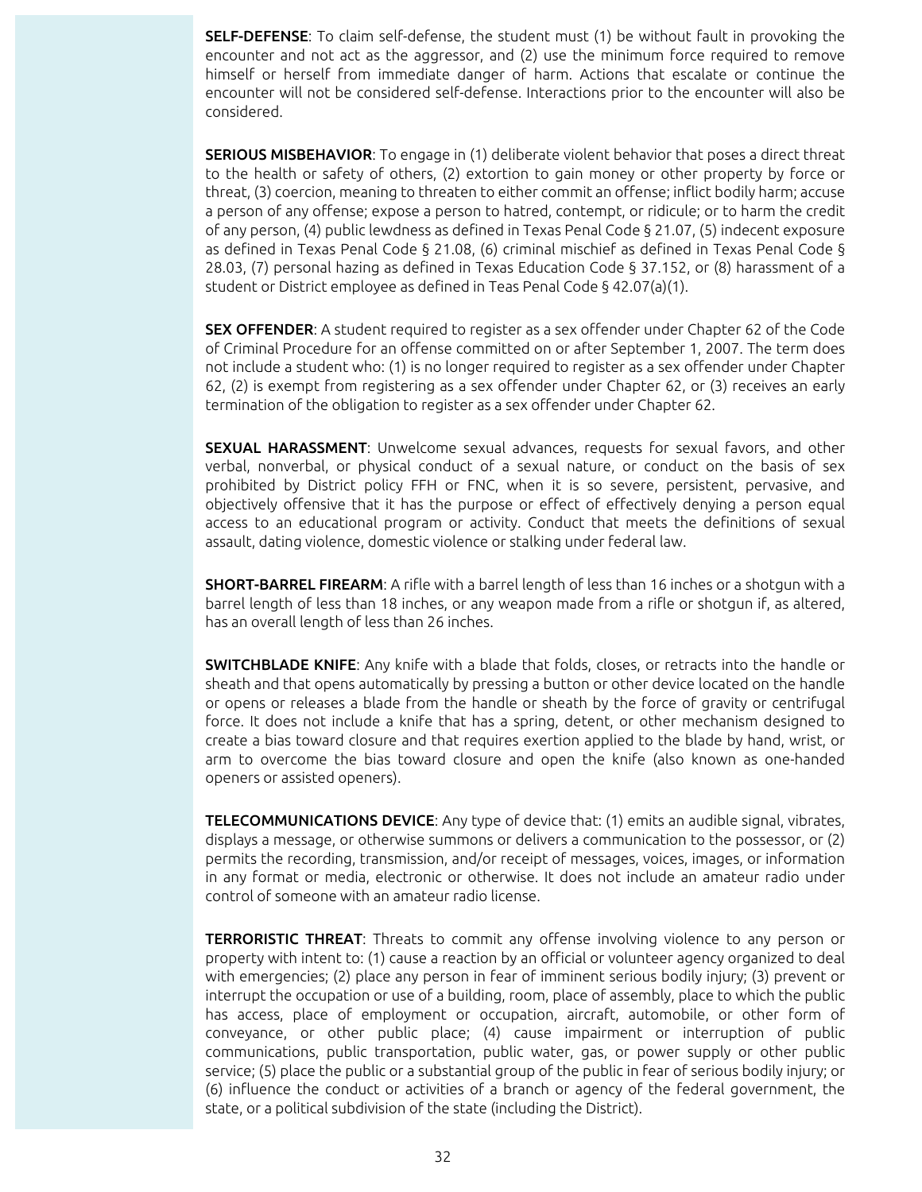**SELF-DEFENSE**: To claim self-defense, the student must (1) be without fault in provoking the encounter and not act as the aggressor, and (2) use the minimum force required to remove himself or herself from immediate danger of harm. Actions that escalate or continue the encounter will not be considered self-defense. Interactions prior to the encounter will also be considered.

**SERIOUS MISBEHAVIOR**: To engage in (1) deliberate violent behavior that poses a direct threat to the health or safety of others, (2) extortion to gain money or other property by force or threat, (3) coercion, meaning to threaten to either commit an offense; inflict bodily harm; accuse a person of any offense; expose a person to hatred, contempt, or ridicule; or to harm the credit of any person, (4) public lewdness as defined in Texas Penal Code § 21.07, (5) indecent exposure as defined in Texas Penal Code § 21.08, (6) criminal mischief as defined in Texas Penal Code § 28.03, (7) personal hazing as defined in Texas Education Code § 37.152, or (8) harassment of a student or District employee as defined in Teas Penal Code § 42.07(a)(1).

**SEX OFFENDER**: A student required to register as a sex offender under Chapter 62 of the Code of Criminal Procedure for an offense committed on or after September 1, 2007. The term does not include a student who: (1) is no longer required to register as a sex offender under Chapter 62, (2) is exempt from registering as a sex offender under Chapter 62, or (3) receives an early termination of the obligation to register as a sex offender under Chapter 62.

**SEXUAL HARASSMENT**: Unwelcome sexual advances, requests for sexual favors, and other verbal, nonverbal, or physical conduct of a sexual nature, or conduct on the basis of sex prohibited by District policy FFH or FNC, when it is so severe, persistent, pervasive, and objectively offensive that it has the purpose or effect of effectively denying a person equal access to an educational program or activity. Conduct that meets the definitions of sexual assault, dating violence, domestic violence or stalking under federal law.

**SHORT-BARREL FIREARM**: A rifle with a barrel length of less than 16 inches or a shotgun with a barrel length of less than 18 inches, or any weapon made from a rifle or shotgun if, as altered, has an overall length of less than 26 inches.

**SWITCHBLADE KNIFE**: Any knife with a blade that folds, closes, or retracts into the handle or sheath and that opens automatically by pressing a button or other device located on the handle or opens or releases a blade from the handle or sheath by the force of gravity or centrifugal force. It does not include a knife that has a spring, detent, or other mechanism designed to create a bias toward closure and that requires exertion applied to the blade by hand, wrist, or arm to overcome the bias toward closure and open the knife (also known as one-handed openers or assisted openers).

**TELECOMMUNICATIONS DEVICE**: Any type of device that: (1) emits an audible signal, vibrates, displays a message, or otherwise summons or delivers a communication to the possessor, or (2) permits the recording, transmission, and/or receipt of messages, voices, images, or information in any format or media, electronic or otherwise. It does not include an amateur radio under control of someone with an amateur radio license.

**TERRORISTIC THREAT**: Threats to commit any offense involving violence to any person or property with intent to: (1) cause a reaction by an official or volunteer agency organized to deal with emergencies; (2) place any person in fear of imminent serious bodily injury; (3) prevent or interrupt the occupation or use of a building, room, place of assembly, place to which the public has access, place of employment or occupation, aircraft, automobile, or other form of conveyance, or other public place; (4) cause impairment or interruption of public communications, public transportation, public water, gas, or power supply or other public service; (5) place the public or a substantial group of the public in fear of serious bodily injury; or (6) influence the conduct or activities of a branch or agency of the federal government, the state, or a political subdivision of the state (including the District).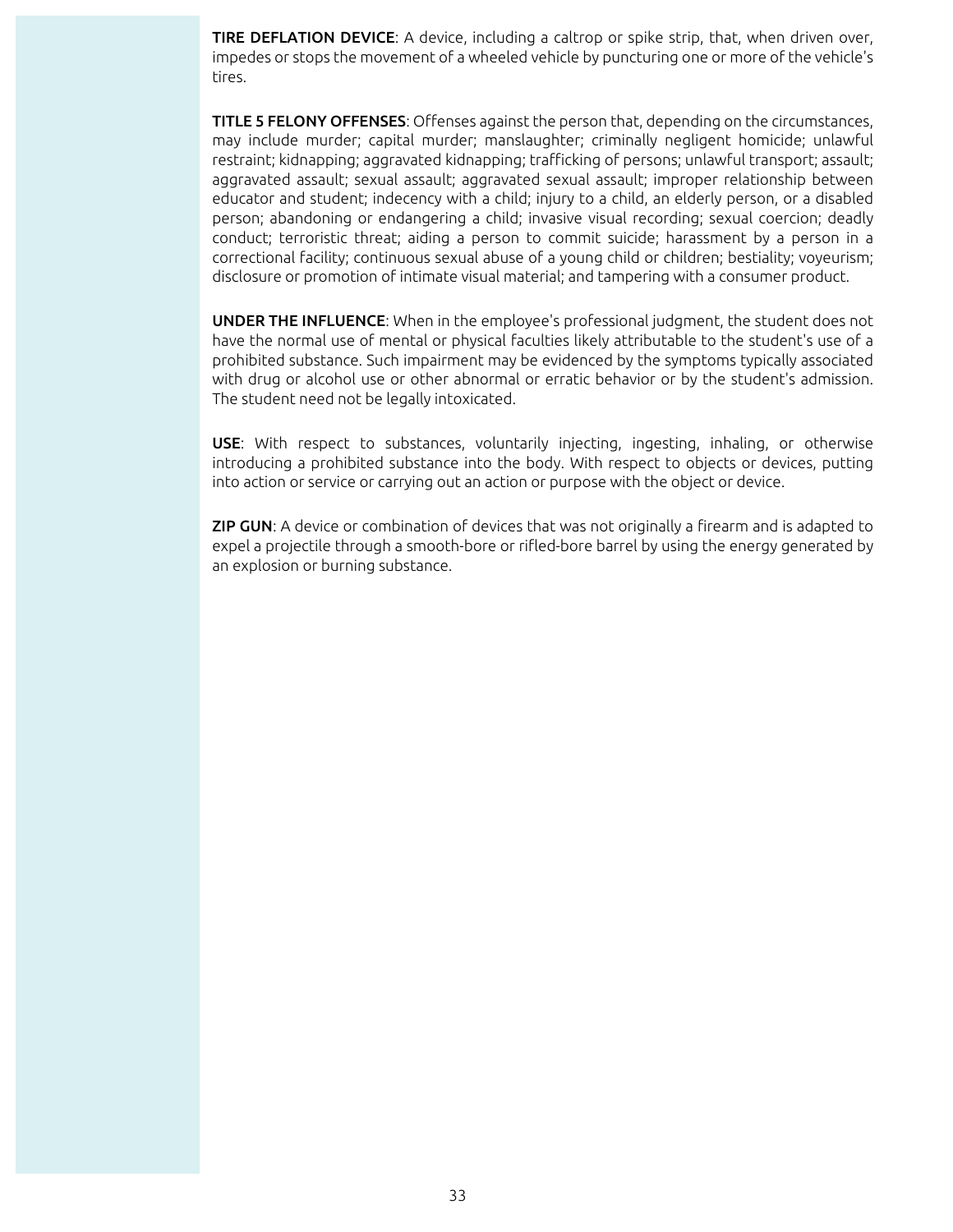**TIRE DEFLATION DEVICE**: A device, including a caltrop or spike strip, that, when driven over, impedes or stops the movement of a wheeled vehicle by puncturing one or more of the vehicle's tires.

**TITLE 5 FELONY OFFENSES**: Offenses against the person that, depending on the circumstances, may include murder; capital murder; manslaughter; criminally negligent homicide; unlawful restraint; kidnapping; aggravated kidnapping; trafficking of persons; unlawful transport; assault; aggravated assault; sexual assault; aggravated sexual assault; improper relationship between educator and student; indecency with a child; injury to a child, an elderly person, or a disabled person; abandoning or endangering a child; invasive visual recording; sexual coercion; deadly conduct; terroristic threat; aiding a person to commit suicide; harassment by a person in a correctional facility; continuous sexual abuse of a young child or children; bestiality; voyeurism; disclosure or promotion of intimate visual material; and tampering with a consumer product.

**UNDER THE INFLUENCE**: When in the employee's professional judgment, the student does not have the normal use of mental or physical faculties likely attributable to the student's use of a prohibited substance. Such impairment may be evidenced by the symptoms typically associated with drug or alcohol use or other abnormal or erratic behavior or by the student's admission. The student need not be legally intoxicated.

**USE**: With respect to substances, voluntarily injecting, ingesting, inhaling, or otherwise introducing a prohibited substance into the body. With respect to objects or devices, putting into action or service or carrying out an action or purpose with the object or device.

**ZIP GUN**: A device or combination of devices that was not originally a firearm and is adapted to expel a projectile through a smooth-bore or rifled-bore barrel by using the energy generated by an explosion or burning substance.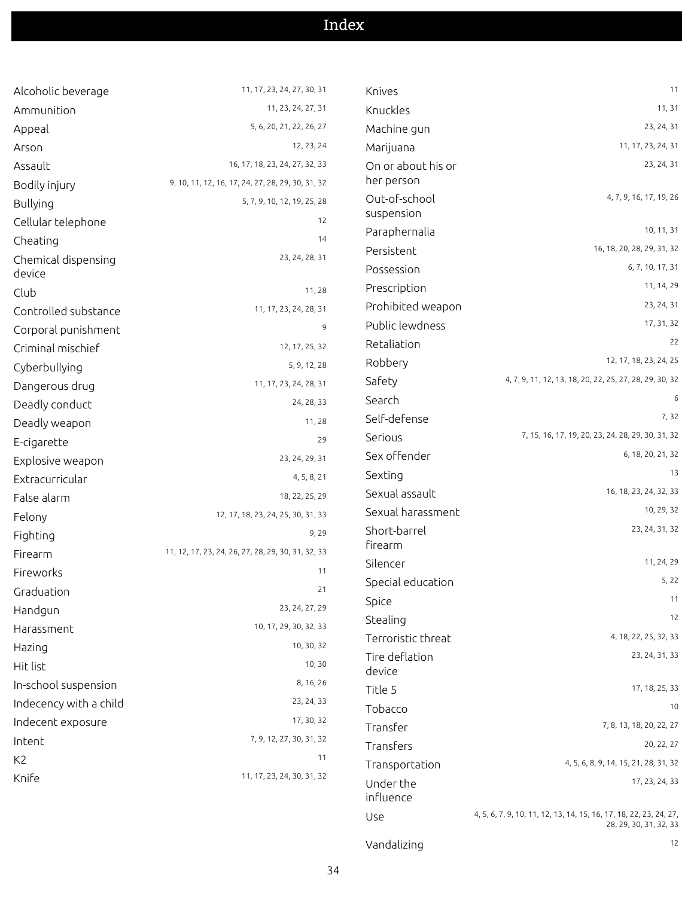# Index

Alcoholic beverage 11, 17, 23, 24, 27, 30, 31
Ammunition 11, 23, 24, 27, 31
Appeal 5, 6, 20, 21, 22, 26, 27
Arson 12, 23, 24
Assault 16, 17, 18, 23, 24, 27, 32, 33
Bodily injury 9, 10, 11, 12, 16, 17, 24, 27, 28, 29, 30, 31, 32
Bullying 5, 7, 9, 10, 12, 19, 25, 28
Cellular telephone 12
Cheating 14
Chemical dispensing device 23, 24, 28, 31
Club 11, 28
Controlled substance 11, 17, 23, 24, 28, 31
Corporal punishment 9
Criminal mischief 12, 17, 25, 32
Cyberbullying 5, 9, 12, 28
Dangerous drug 11, 17, 23, 24, 28, 31
Deadly conduct 24, 28, 33
Deadly weapon 11, 28
E-cigarette 29
Explosive weapon 23, 24, 29, 31
Extracurricular 4, 5, 8, 21
False alarm 18, 22, 25, 29
Felony 12, 17, 18, 23, 24, 25, 30, 31, 33
Fighting 9, 29
Firearm 11, 12, 17, 23, 24, 26, 27, 28, 29, 30, 31, 32, 33
Fireworks 11
Graduation 21
Handgun 23, 24, 27, 29
Harassment 10, 17, 29, 30, 32, 33
Hazing 10, 30, 32
Hit list 10, 30
In-school suspension 8, 16, 26
Indecency with a child 23, 24, 33
Indecent exposure 17, 30, 32
Intent 7, 9, 12, 27, 30, 31, 32
K2 11
Knife 11, 17, 23, 24, 30, 31, 32
Knives 11
Knuckles 11, 31
Machine gun 23, 24, 31
Marijuana 11, 17, 23, 24, 31
On or about his or her person 23, 24, 31
Out-of-school suspension 4, 7, 9, 16, 17, 19, 26
Paraphernalia 10, 11, 31
Persistent 16, 18, 20, 28, 29, 31, 32
Possession 6, 7, 10, 17, 31
Prescription 11, 14, 29
Prohibited weapon 23, 24, 31
Public lewdness 17, 31, 32
Retaliation 22
Robbery 12, 17, 18, 23, 24, 25
Safety 4, 7, 9, 11, 12, 13, 18, 20, 22, 25, 27, 28, 29, 30, 32
Search 6
Self-defense 7, 32
Serious 7, 15, 16, 17, 19, 20, 23, 24, 28, 29, 30, 31, 32
Sex offender 6, 18, 20, 21, 32
Sexting 13
Sexual assault 16, 18, 23, 24, 32, 33
Sexual harassment 10, 29, 32
Short-barrel firearm 23, 24, 31, 32
Silencer 11, 24, 29
Special education 5, 22
Spice 11
Stealing 12
Terroristic threat 4, 18, 22, 25, 32, 33
Tire deflation device 23, 24, 31, 33
Title 5 17, 18, 25, 33
Tobacco 10
Transfer 7, 8, 13, 18, 20, 22, 27
Transfers 20, 22, 27
Transportation 4, 5, 6, 8, 9, 14, 15, 21, 28, 31, 32
Under the influence 17, 23, 24, 33
Use 4, 5, 6, 7, 9, 10, 11, 12, 13, 14, 15, 16, 17, 18, 22, 23, 24, 27, 28, 29, 30, 31, 32, 33
Vandalizing 12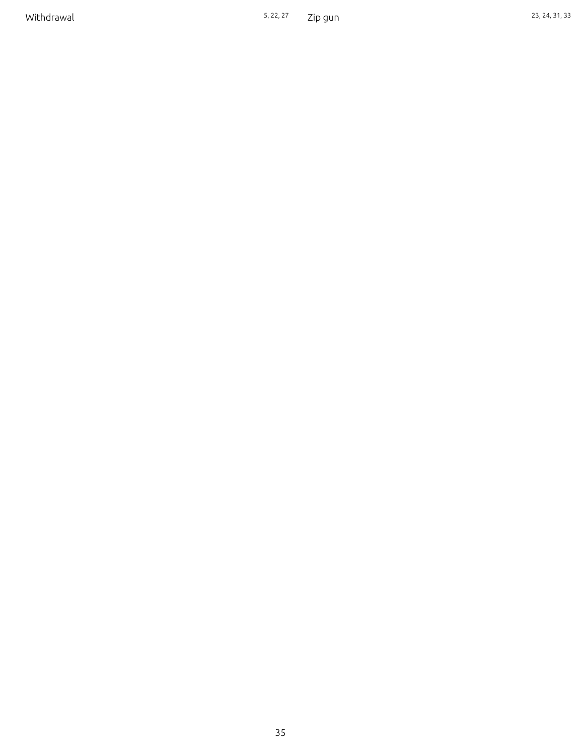Withdrawal 5, 22, 27

Zip gun 23, 24, 31, 33